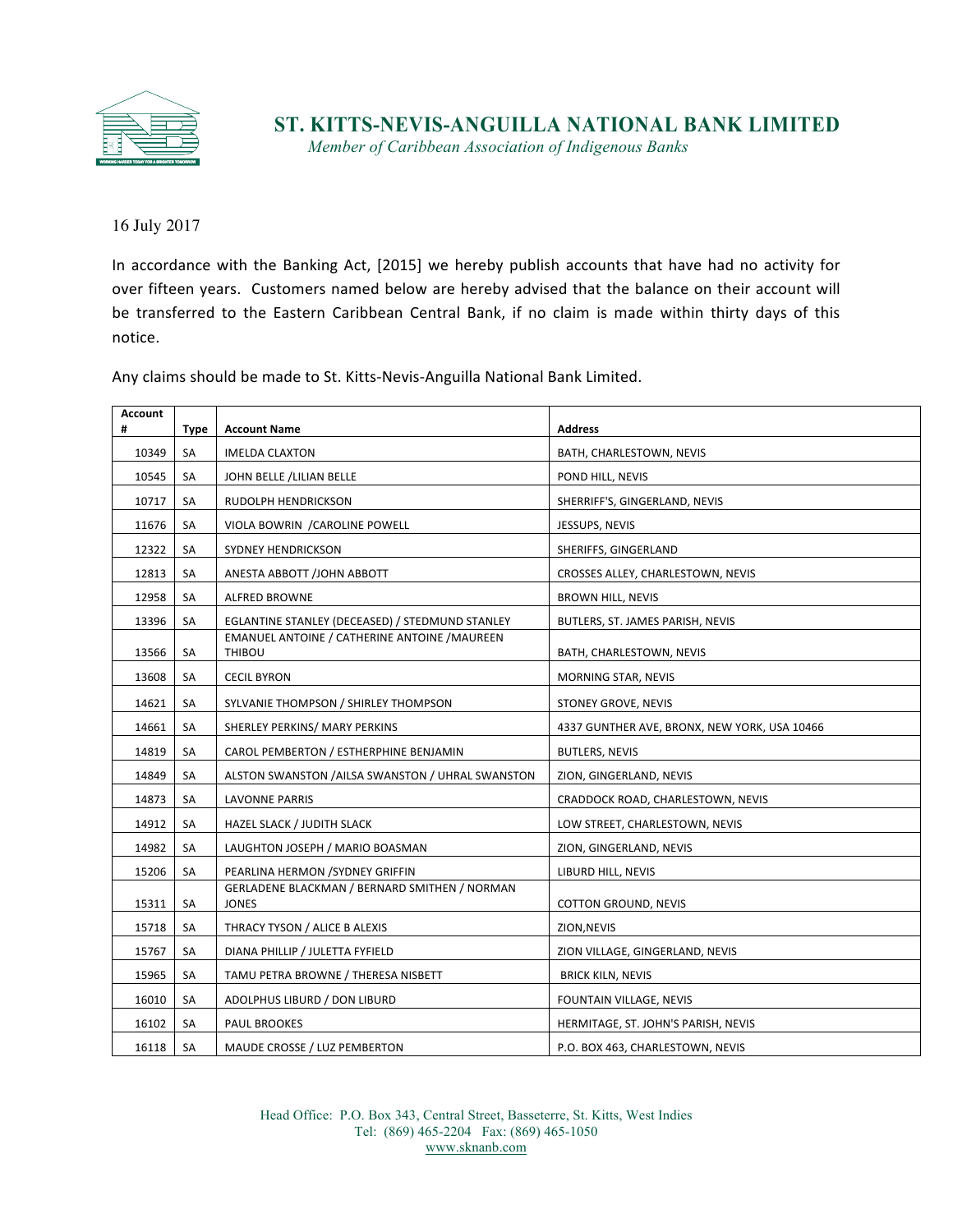# ST. KITTS-NEVIS-ANGUILLA NATIONAL BANK LIMITED

*Member of Caribbean Association of Indigenous Banks*

16 July 2017

In accordance with the Banking Act, [2015] we hereby publish accounts that have had no activity for over fifteen years. Customers named below are hereby advised that the balance on their account will be transferred to the Eastern Caribbean Central Bank, if no claim is made within thirty days of this notice.

Any claims should be made to St. Kitts-Nevis-Anguilla National Bank Limited.

| Account # | Type | Account Name | Address |
|---|---|---|---|
| 10349 | SA | IMELDA CLAXTON | BATH, CHARLESTOWN, NEVIS |
| 10545 | SA | JOHN BELLE /LILIAN BELLE | POND HILL, NEVIS |
| 10717 | SA | RUDOLPH HENDRICKSON | SHERRIFF'S, GINGERLAND, NEVIS |
| 11676 | SA | VIOLA BOWRIN /CAROLINE POWELL | JESSUPS, NEVIS |
| 12322 | SA | SYDNEY HENDRICKSON | SHERIFFS, GINGERLAND |
| 12813 | SA | ANESTA ABBOTT /JOHN ABBOTT | CROSSES ALLEY, CHARLESTOWN, NEVIS |
| 12958 | SA | ALFRED BROWNE | BROWN HILL, NEVIS |
| 13396 | SA | EGLANTINE STANLEY (DECEASED) / STEDMUND STANLEY | BUTLERS, ST. JAMES PARISH, NEVIS |
| 13566 | SA | EMANUEL ANTOINE / CATHERINE ANTOINE /MAUREEN THIBOU | BATH, CHARLESTOWN, NEVIS |
| 13608 | SA | CECIL BYRON | MORNING STAR, NEVIS |
| 14621 | SA | SYLVANIE THOMPSON / SHIRLEY THOMPSON | STONEY GROVE, NEVIS |
| 14661 | SA | SHERLEY PERKINS/ MARY PERKINS | 4337 GUNTHER AVE, BRONX, NEW YORK, USA 10466 |
| 14819 | SA | CAROL PEMBERTON / ESTHERPHINE BENJAMIN | BUTLERS, NEVIS |
| 14849 | SA | ALSTON SWANSTON /AILSA SWANSTON / UHRAL SWANSTON | ZION, GINGERLAND, NEVIS |
| 14873 | SA | LAVONNE PARRIS | CRADDOCK ROAD, CHARLESTOWN, NEVIS |
| 14912 | SA | HAZEL SLACK / JUDITH SLACK | LOW STREET, CHARLESTOWN, NEVIS |
| 14982 | SA | LAUGHTON JOSEPH / MARIO BOASMAN | ZION, GINGERLAND, NEVIS |
| 15206 | SA | PEARLINA HERMON /SYDNEY GRIFFIN | LIBURD HILL, NEVIS |
| 15311 | SA | GERLADENE BLACKMAN / BERNARD SMITHEN / NORMAN JONES | COTTON GROUND, NEVIS |
| 15718 | SA | THRACY TYSON / ALICE B ALEXIS | ZION,NEVIS |
| 15767 | SA | DIANA PHILLIP / JULETTA FYFIELD | ZION VILLAGE, GINGERLAND, NEVIS |
| 15965 | SA | TAMU PETRA BROWNE / THERESA NISBETT | BRICK KILN, NEVIS |
| 16010 | SA | ADOLPHUS LIBURD / DON LIBURD | FOUNTAIN VILLAGE, NEVIS |
| 16102 | SA | PAUL BROOKES | HERMITAGE, ST. JOHN'S PARISH, NEVIS |
| 16118 | SA | MAUDE CROSSE / LUZ PEMBERTON | P.O. BOX 463, CHARLESTOWN, NEVIS |

Head Office: P.O. Box 343, Central Street, Basseterre, St. Kitts, West Indies
Tel: (869) 465-2204 Fax: (869) 465-1050
www.sknanb.com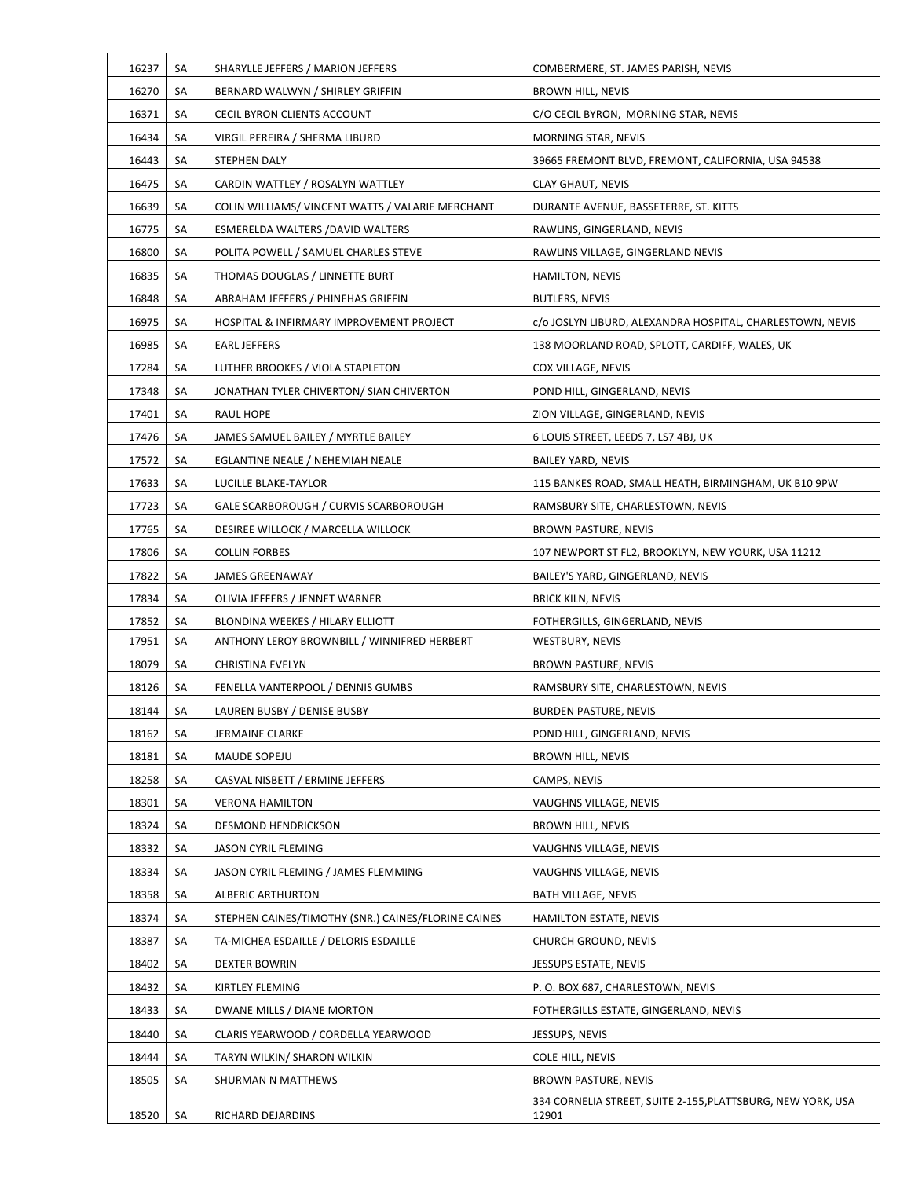| 16237 | SA | SHARYLLE JEFFERS / MARION JEFFERS | COMBERMERE, ST. JAMES PARISH, NEVIS |
|---|---|---|---|
| 16270 | SA | BERNARD WALWYN / SHIRLEY GRIFFIN | BROWN HILL, NEVIS |
| 16371 | SA | CECIL BYRON CLIENTS ACCOUNT | C/O CECIL BYRON, MORNING STAR, NEVIS |
| 16434 | SA | VIRGIL PEREIRA / SHERMA LIBURD | MORNING STAR, NEVIS |
| 16443 | SA | STEPHEN DALY | 39665 FREMONT BLVD, FREMONT, CALIFORNIA, USA 94538 |
| 16475 | SA | CARDIN WATTLEY / ROSALYN WATTLEY | CLAY GHAUT, NEVIS |
| 16639 | SA | COLIN WILLIAMS/ VINCENT WATTS / VALARIE MERCHANT | DURANTE AVENUE, BASSETERRE, ST. KITTS |
| 16775 | SA | ESMERELDA WALTERS /DAVID WALTERS | RAWLINS, GINGERLAND, NEVIS |
| 16800 | SA | POLITA POWELL / SAMUEL CHARLES STEVE | RAWLINS VILLAGE, GINGERLAND NEVIS |
| 16835 | SA | THOMAS DOUGLAS / LINNETTE BURT | HAMILTON, NEVIS |
| 16848 | SA | ABRAHAM JEFFERS / PHINEHAS GRIFFIN | BUTLERS, NEVIS |
| 16975 | SA | HOSPITAL & INFIRMARY IMPROVEMENT PROJECT | c/o JOSLYN LIBURD, ALEXANDRA HOSPITAL, CHARLESTOWN, NEVIS |
| 16985 | SA | EARL JEFFERS | 138 MOORLAND ROAD, SPLOTT, CARDIFF, WALES, UK |
| 17284 | SA | LUTHER BROOKES / VIOLA STAPLETON | COX VILLAGE, NEVIS |
| 17348 | SA | JONATHAN TYLER CHIVERTON/ SIAN CHIVERTON | POND HILL, GINGERLAND, NEVIS |
| 17401 | SA | RAUL HOPE | ZION VILLAGE, GINGERLAND, NEVIS |
| 17476 | SA | JAMES SAMUEL BAILEY / MYRTLE BAILEY | 6 LOUIS STREET, LEEDS 7, LS7 4BJ, UK |
| 17572 | SA | EGLANTINE NEALE / NEHEMIAH NEALE | BAILEY YARD, NEVIS |
| 17633 | SA | LUCILLE BLAKE-TAYLOR | 115 BANKES ROAD, SMALL HEATH, BIRMINGHAM, UK B10 9PW |
| 17723 | SA | GALE SCARBOROUGH / CURVIS SCARBOROUGH | RAMSBURY SITE, CHARLESTOWN, NEVIS |
| 17765 | SA | DESIREE WILLOCK / MARCELLA WILLOCK | BROWN PASTURE, NEVIS |
| 17806 | SA | COLLIN FORBES | 107 NEWPORT ST FL2, BROOKLYN, NEW YOURK, USA 11212 |
| 17822 | SA | JAMES GREENAWAY | BAILEY'S YARD, GINGERLAND, NEVIS |
| 17834 | SA | OLIVIA JEFFERS / JENNET WARNER | BRICK KILN, NEVIS |
| 17852 | SA | BLONDINA WEEKES / HILARY ELLIOTT | FOTHERGILLS, GINGERLAND, NEVIS |
| 17951 | SA | ANTHONY LEROY BROWNBILL / WINNIFRED HERBERT | WESTBURY, NEVIS |
| 18079 | SA | CHRISTINA EVELYN | BROWN PASTURE, NEVIS |
| 18126 | SA | FENELLA VANTERPOOL / DENNIS GUMBS | RAMSBURY SITE, CHARLESTOWN, NEVIS |
| 18144 | SA | LAUREN BUSBY / DENISE BUSBY | BURDEN PASTURE, NEVIS |
| 18162 | SA | JERMAINE CLARKE | POND HILL, GINGERLAND, NEVIS |
| 18181 | SA | MAUDE SOPEJU | BROWN HILL, NEVIS |
| 18258 | SA | CASVAL NISBETT / ERMINE JEFFERS | CAMPS, NEVIS |
| 18301 | SA | VERONA HAMILTON | VAUGHNS VILLAGE, NEVIS |
| 18324 | SA | DESMOND HENDRICKSON | BROWN HILL, NEVIS |
| 18332 | SA | JASON CYRIL FLEMING | VAUGHNS VILLAGE, NEVIS |
| 18334 | SA | JASON CYRIL FLEMING / JAMES FLEMMING | VAUGHNS VILLAGE, NEVIS |
| 18358 | SA | ALBERIC ARTHURTON | BATH VILLAGE, NEVIS |
| 18374 | SA | STEPHEN CAINES/TIMOTHY (SNR.) CAINES/FLORINE CAINES | HAMILTON ESTATE, NEVIS |
| 18387 | SA | TA-MICHEA ESDAILLE / DELORIS ESDAILLE | CHURCH GROUND, NEVIS |
| 18402 | SA | DEXTER BOWRIN | JESSUPS ESTATE, NEVIS |
| 18432 | SA | KIRTLEY FLEMING | P. O. BOX 687, CHARLESTOWN, NEVIS |
| 18433 | SA | DWANE MILLS / DIANE MORTON | FOTHERGILLS ESTATE, GINGERLAND, NEVIS |
| 18440 | SA | CLARIS YEARWOOD / CORDELLA YEARWOOD | JESSUPS, NEVIS |
| 18444 | SA | TARYN WILKIN/ SHARON WILKIN | COLE HILL, NEVIS |
| 18505 | SA | SHURMAN N MATTHEWS | BROWN PASTURE, NEVIS |
| 18520 | SA | RICHARD DEJARDINS | 334 CORNELIA STREET, SUITE 2-155,PLATTSBURG, NEW YORK, USA 12901 |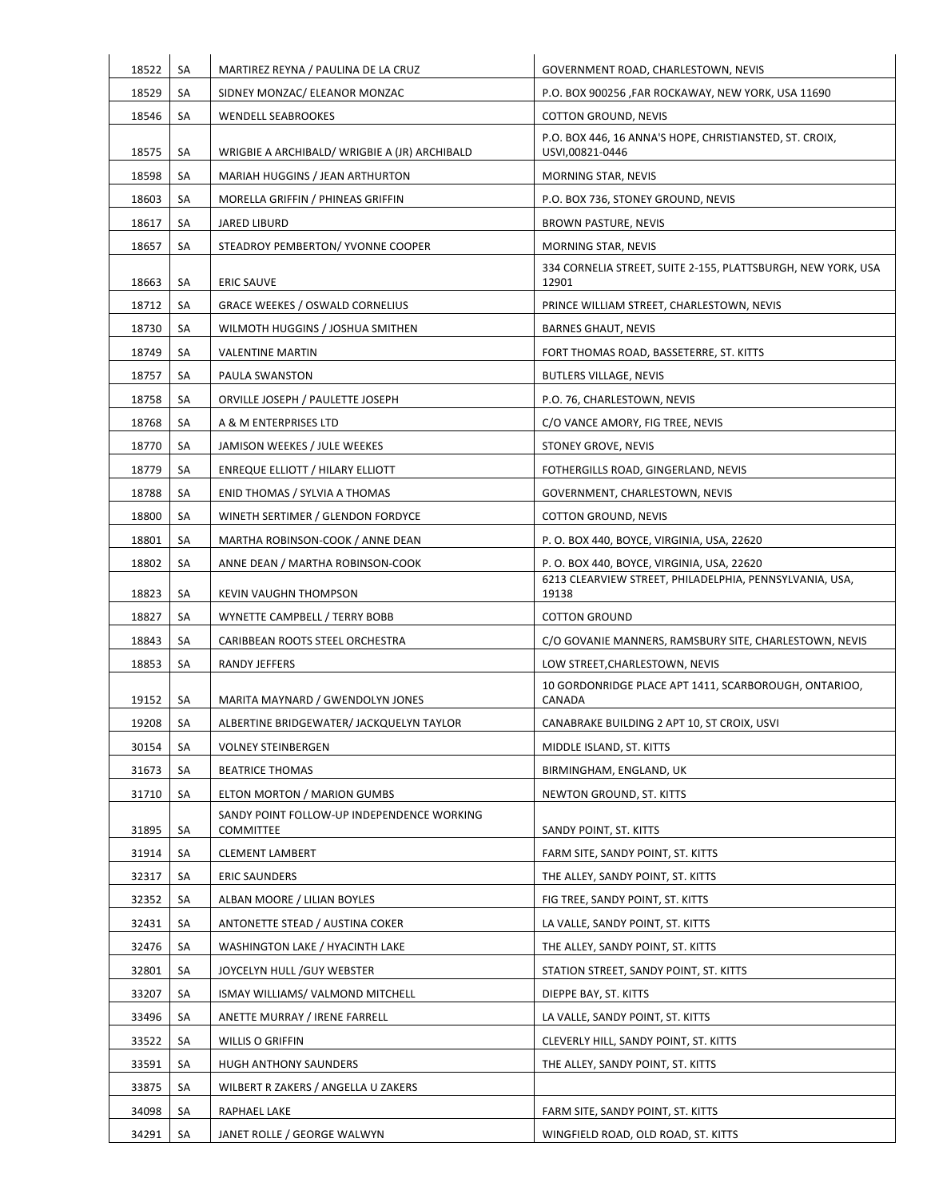| 18522 | SA | MARTIREZ REYNA / PAULINA DE LA CRUZ | GOVERNMENT ROAD, CHARLESTOWN, NEVIS |
|---|---|---|---|
| 18529 | SA | SIDNEY MONZAC/ ELEANOR MONZAC | P.O. BOX 900256 ,FAR ROCKAWAY, NEW YORK, USA 11690 |
| 18546 | SA | WENDELL SEABROOKES | COTTON GROUND, NEVIS |
| 18575 | SA | WRIGBIE A ARCHIBALD/ WRIGBIE A (JR) ARCHIBALD | P.O. BOX 446, 16 ANNA'S HOPE, CHRISTIANSTED, ST. CROIX, USVI,00821-0446 |
| 18598 | SA | MARIAH HUGGINS / JEAN ARTHURTON | MORNING STAR, NEVIS |
| 18603 | SA | MORELLA GRIFFIN / PHINEAS GRIFFIN | P.O. BOX 736, STONEY GROUND, NEVIS |
| 18617 | SA | JARED LIBURD | BROWN PASTURE, NEVIS |
| 18657 | SA | STEADROY PEMBERTON/ YVONNE COOPER | MORNING STAR, NEVIS |
| 18663 | SA | ERIC SAUVE | 334 CORNELIA STREET, SUITE 2-155, PLATTSBURGH, NEW YORK, USA 12901 |
| 18712 | SA | GRACE WEEKES / OSWALD CORNELIUS | PRINCE WILLIAM STREET, CHARLESTOWN, NEVIS |
| 18730 | SA | WILMOTH HUGGINS / JOSHUA SMITHEN | BARNES GHAUT, NEVIS |
| 18749 | SA | VALENTINE MARTIN | FORT THOMAS ROAD, BASSETERRE, ST. KITTS |
| 18757 | SA | PAULA SWANSTON | BUTLERS VILLAGE, NEVIS |
| 18758 | SA | ORVILLE JOSEPH / PAULETTE JOSEPH | P.O. 76, CHARLESTOWN, NEVIS |
| 18768 | SA | A & M ENTERPRISES LTD | C/O VANCE AMORY, FIG TREE, NEVIS |
| 18770 | SA | JAMISON WEEKES / JULE WEEKES | STONEY GROVE, NEVIS |
| 18779 | SA | ENREQUE ELLIOTT / HILARY ELLIOTT | FOTHERGILLS ROAD, GINGERLAND, NEVIS |
| 18788 | SA | ENID THOMAS / SYLVIA A THOMAS | GOVERNMENT, CHARLESTOWN, NEVIS |
| 18800 | SA | WINETH SERTIMER / GLENDON FORDYCE | COTTON GROUND, NEVIS |
| 18801 | SA | MARTHA ROBINSON-COOK / ANNE DEAN | P. O. BOX 440, BOYCE, VIRGINIA, USA, 22620 |
| 18802 | SA | ANNE DEAN / MARTHA ROBINSON-COOK | P. O. BOX 440, BOYCE, VIRGINIA, USA, 22620 |
| 18823 | SA | KEVIN VAUGHN THOMPSON | 6213 CLEARVIEW STREET, PHILADELPHIA, PENNSYLVANIA, USA, 19138 |
| 18827 | SA | WYNETTE CAMPBELL / TERRY BOBB | COTTON GROUND |
| 18843 | SA | CARIBBEAN ROOTS STEEL ORCHESTRA | C/O GOVANIE MANNERS, RAMSBURY SITE, CHARLESTOWN, NEVIS |
| 18853 | SA | RANDY JEFFERS | LOW STREET,CHARLESTOWN, NEVIS |
| 19152 | SA | MARITA MAYNARD / GWENDOLYN JONES | 10 GORDONRIDGE PLACE APT 1411, SCARBOROUGH, ONTARIOO, CANADA |
| 19208 | SA | ALBERTINE BRIDGEWATER/ JACKQUELYN TAYLOR | CANABRAKE BUILDING 2 APT 10, ST CROIX, USVI |
| 30154 | SA | VOLNEY STEINBERGEN | MIDDLE ISLAND, ST. KITTS |
| 31673 | SA | BEATRICE THOMAS | BIRMINGHAM, ENGLAND, UK |
| 31710 | SA | ELTON MORTON / MARION GUMBS | NEWTON GROUND, ST. KITTS |
| 31895 | SA | SANDY POINT FOLLOW-UP INDEPENDENCE WORKING COMMITTEE | SANDY POINT, ST. KITTS |
| 31914 | SA | CLEMENT LAMBERT | FARM SITE, SANDY POINT, ST. KITTS |
| 32317 | SA | ERIC SAUNDERS | THE ALLEY, SANDY POINT, ST. KITTS |
| 32352 | SA | ALBAN MOORE / LILIAN BOYLES | FIG TREE, SANDY POINT, ST. KITTS |
| 32431 | SA | ANTONETTE STEAD / AUSTINA COKER | LA VALLE, SANDY POINT, ST. KITTS |
| 32476 | SA | WASHINGTON LAKE / HYACINTH LAKE | THE ALLEY, SANDY POINT, ST. KITTS |
| 32801 | SA | JOYCELYN HULL /GUY WEBSTER | STATION STREET, SANDY POINT, ST. KITTS |
| 33207 | SA | ISMAY WILLIAMS/ VALMOND MITCHELL | DIEPPE BAY, ST. KITTS |
| 33496 | SA | ANETTE MURRAY / IRENE FARRELL | LA VALLE, SANDY POINT, ST. KITTS |
| 33522 | SA | WILLIS O GRIFFIN | CLEVERLY HILL, SANDY POINT, ST. KITTS |
| 33591 | SA | HUGH ANTHONY SAUNDERS | THE ALLEY, SANDY POINT, ST. KITTS |
| 33875 | SA | WILBERT R ZAKERS / ANGELLA U ZAKERS | |
| 34098 | SA | RAPHAEL LAKE | FARM SITE, SANDY POINT, ST. KITTS |
| 34291 | SA | JANET ROLLE / GEORGE WALWYN | WINGFIELD ROAD, OLD ROAD, ST. KITTS |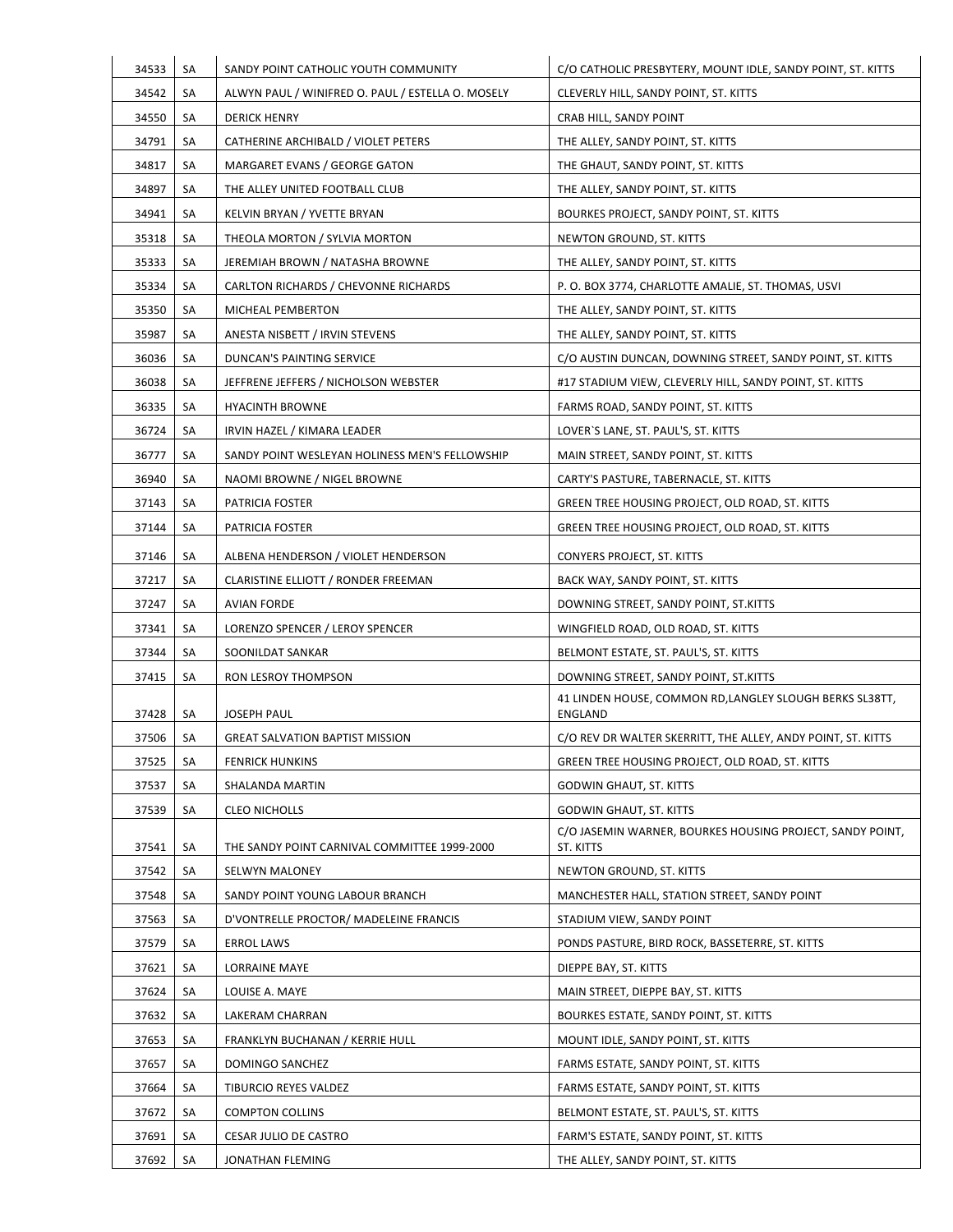| 34533 | SA | SANDY POINT CATHOLIC YOUTH COMMUNITY | C/O CATHOLIC PRESBYTERY, MOUNT IDLE, SANDY POINT, ST. KITTS |
|---|---|---|---|
| 34542 | SA | ALWYN PAUL / WINIFRED O. PAUL / ESTELLA O. MOSELY | CLEVERLY HILL, SANDY POINT, ST. KITTS |
| 34550 | SA | DERICK HENRY | CRAB HILL, SANDY POINT |
| 34791 | SA | CATHERINE ARCHIBALD / VIOLET PETERS | THE ALLEY, SANDY POINT, ST. KITTS |
| 34817 | SA | MARGARET EVANS / GEORGE GATON | THE GHAUT, SANDY POINT, ST. KITTS |
| 34897 | SA | THE ALLEY UNITED FOOTBALL CLUB | THE ALLEY, SANDY POINT, ST. KITTS |
| 34941 | SA | KELVIN BRYAN / YVETTE BRYAN | BOURKES PROJECT, SANDY POINT, ST. KITTS |
| 35318 | SA | THEOLA MORTON / SYLVIA MORTON | NEWTON GROUND, ST. KITTS |
| 35333 | SA | JEREMIAH BROWN / NATASHA BROWNE | THE ALLEY, SANDY POINT, ST. KITTS |
| 35334 | SA | CARLTON RICHARDS / CHEVONNE RICHARDS | P. O. BOX 3774, CHARLOTTE AMALIE, ST. THOMAS, USVI |
| 35350 | SA | MICHEAL PEMBERTON | THE ALLEY, SANDY POINT, ST. KITTS |
| 35987 | SA | ANESTA NISBETT / IRVIN STEVENS | THE ALLEY, SANDY POINT, ST. KITTS |
| 36036 | SA | DUNCAN'S PAINTING SERVICE | C/O AUSTIN DUNCAN, DOWNING STREET, SANDY POINT, ST. KITTS |
| 36038 | SA | JEFFRENE JEFFERS / NICHOLSON WEBSTER | #17 STADIUM VIEW, CLEVERLY HILL, SANDY POINT, ST. KITTS |
| 36335 | SA | HYACINTH BROWNE | FARMS ROAD, SANDY POINT, ST. KITTS |
| 36724 | SA | IRVIN HAZEL / KIMARA LEADER | LOVER`S LANE, ST. PAUL'S, ST. KITTS |
| 36777 | SA | SANDY POINT WESLEYAN HOLINESS MEN'S FELLOWSHIP | MAIN STREET, SANDY POINT, ST. KITTS |
| 36940 | SA | NAOMI BROWNE / NIGEL BROWNE | CARTY'S PASTURE, TABERNACLE, ST. KITTS |
| 37143 | SA | PATRICIA FOSTER | GREEN TREE HOUSING PROJECT, OLD ROAD, ST. KITTS |
| 37144 | SA | PATRICIA FOSTER | GREEN TREE HOUSING PROJECT, OLD ROAD, ST. KITTS |
| 37146 | SA | ALBENA HENDERSON / VIOLET HENDERSON | CONYERS PROJECT, ST. KITTS |
| 37217 | SA | CLARISTINE ELLIOTT / RONDER FREEMAN | BACK WAY, SANDY POINT, ST. KITTS |
| 37247 | SA | AVIAN FORDE | DOWNING STREET, SANDY POINT, ST.KITTS |
| 37341 | SA | LORENZO SPENCER / LEROY SPENCER | WINGFIELD ROAD, OLD ROAD, ST. KITTS |
| 37344 | SA | SOONILDAT SANKAR | BELMONT ESTATE, ST. PAUL'S, ST. KITTS |
| 37415 | SA | RON LESROY THOMPSON | DOWNING STREET, SANDY POINT, ST.KITTS |
| 37428 | SA | JOSEPH PAUL | 41 LINDEN HOUSE, COMMON RD,LANGLEY SLOUGH BERKS SL38TT, ENGLAND |
| 37506 | SA | GREAT SALVATION BAPTIST MISSION | C/O REV DR WALTER SKERRITT, THE ALLEY, ANDY POINT, ST. KITTS |
| 37525 | SA | FENRICK HUNKINS | GREEN TREE HOUSING PROJECT, OLD ROAD, ST. KITTS |
| 37537 | SA | SHALANDA MARTIN | GODWIN GHAUT, ST. KITTS |
| 37539 | SA | CLEO NICHOLLS | GODWIN GHAUT, ST. KITTS |
| 37541 | SA | THE SANDY POINT CARNIVAL COMMITTEE 1999-2000 | C/O JASEMIN WARNER, BOURKES HOUSING PROJECT, SANDY POINT, ST. KITTS |
| 37542 | SA | SELWYN MALONEY | NEWTON GROUND, ST. KITTS |
| 37548 | SA | SANDY POINT YOUNG LABOUR BRANCH | MANCHESTER HALL, STATION STREET, SANDY POINT |
| 37563 | SA | D'VONTRELLE PROCTOR/ MADELEINE FRANCIS | STADIUM VIEW, SANDY POINT |
| 37579 | SA | ERROL LAWS | PONDS PASTURE, BIRD ROCK, BASSETERRE, ST. KITTS |
| 37621 | SA | LORRAINE MAYE | DIEPPE BAY, ST. KITTS |
| 37624 | SA | LOUISE A. MAYE | MAIN STREET, DIEPPE BAY, ST. KITTS |
| 37632 | SA | LAKERAM CHARRAN | BOURKES ESTATE, SANDY POINT, ST. KITTS |
| 37653 | SA | FRANKLYN BUCHANAN / KERRIE HULL | MOUNT IDLE, SANDY POINT, ST. KITTS |
| 37657 | SA | DOMINGO SANCHEZ | FARMS ESTATE, SANDY POINT, ST. KITTS |
| 37664 | SA | TIBURCIO REYES VALDEZ | FARMS ESTATE, SANDY POINT, ST. KITTS |
| 37672 | SA | COMPTON COLLINS | BELMONT ESTATE, ST. PAUL'S, ST. KITTS |
| 37691 | SA | CESAR JULIO DE CASTRO | FARM'S ESTATE, SANDY POINT, ST. KITTS |
| 37692 | SA | JONATHAN FLEMING | THE ALLEY, SANDY POINT, ST. KITTS |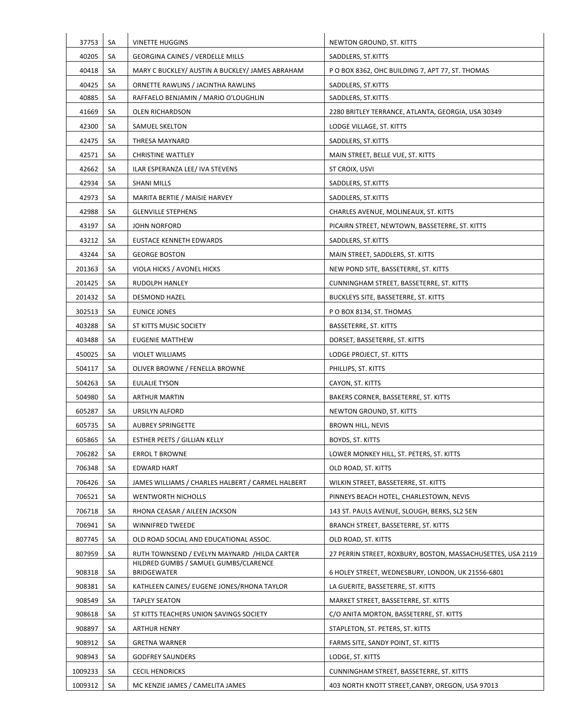| | | | |
|---|---|---|---|
| 37753 | SA | VINETTE HUGGINS | NEWTON GROUND, ST. KITTS |
| 40205 | SA | GEORGINA CAINES / VERDELLE MILLS | SADDLERS, ST.KITTS |
| 40418 | SA | MARY C BUCKLEY/ AUSTIN A BUCKLEY/ JAMES ABRAHAM | P O BOX 8362, OHC BUILDING 7, APT 77, ST. THOMAS |
| 40425 | SA | ORNETTE RAWLINS / JACINTHA RAWLINS | SADDLERS, ST.KITTS |
| 40885 | SA | RAFFAELO BENJAMIN / MARIO O'LOUGHLIN | SADDLERS, ST.KITTS |
| 41669 | SA | OLEN RICHARDSON | 2280 BRITLEY TERRANCE, ATLANTA, GEORGIA, USA 30349 |
| 42300 | SA | SAMUEL SKELTON | LODGE VILLAGE, ST. KITTS |
| 42475 | SA | THRESA MAYNARD | SADDLERS, ST.KITTS |
| 42571 | SA | CHRISTINE WATTLEY | MAIN STREET, BELLE VUE, ST. KITTS |
| 42662 | SA | ILAR ESPERANZA LEE/ IVA STEVENS | ST CROIX, USVI |
| 42934 | SA | SHANI MILLS | SADDLERS, ST.KITTS |
| 42973 | SA | MARITA BERTIE / MAISIE HARVEY | SADDLERS, ST.KITTS |
| 42988 | SA | GLENVILLE STEPHENS | CHARLES AVENUE, MOLINEAUX, ST. KITTS |
| 43197 | SA | JOHN NORFORD | PICAIRN STREET, NEWTOWN, BASSETERRE, ST. KITTS |
| 43212 | SA | EUSTACE KENNETH EDWARDS | SADDLERS, ST.KITTS |
| 43244 | SA | GEORGE BOSTON | MAIN STREET, SADDLERS, ST. KITTS |
| 201363 | SA | VIOLA HICKS / AVONEL HICKS | NEW POND SITE, BASSETERRE, ST. KITTS |
| 201425 | SA | RUDOLPH HANLEY | CUNNINGHAM STREET, BASSETERRE, ST. KITTS |
| 201432 | SA | DESMOND HAZEL | BUCKLEYS SITE, BASSETERRE, ST. KITTS |
| 302513 | SA | EUNICE JONES | P O BOX 8134, ST. THOMAS |
| 403288 | SA | ST KITTS MUSIC SOCIETY | BASSETERRE, ST. KITTS |
| 403488 | SA | EUGENIE MATTHEW | DORSET, BASSETERRE, ST. KITTS |
| 450025 | SA | VIOLET WILLIAMS | LODGE PROJECT, ST. KITTS |
| 504117 | SA | OLIVER BROWNE / FENELLA BROWNE | PHILLIPS, ST. KITTS |
| 504263 | SA | EULALIE TYSON | CAYON, ST. KITTS |
| 504980 | SA | ARTHUR MARTIN | BAKERS CORNER, BASSETERRE, ST. KITTS |
| 605287 | SA | URSILYN ALFORD | NEWTON GROUND, ST. KITTS |
| 605735 | SA | AUBREY SPRINGETTE | BROWN HILL, NEVIS |
| 605865 | SA | ESTHER PEETS / GILLIAN KELLY | BOYDS, ST. KITTS |
| 706282 | SA | ERROL T BROWNE | LOWER MONKEY HILL, ST. PETERS, ST. KITTS |
| 706348 | SA | EDWARD HART | OLD ROAD, ST. KITTS |
| 706426 | SA | JAMES WILLIAMS / CHARLES HALBERT / CARMEL HALBERT | WILKIN STREET, BASSETERRE, ST. KITTS |
| 706521 | SA | WENTWORTH NICHOLLS | PINNEYS BEACH HOTEL, CHARLESTOWN, NEVIS |
| 706718 | SA | RHONA CEASAR / AILEEN JACKSON | 143 ST. PAULS AVENUE, SLOUGH, BERKS, SL2 5EN |
| 706941 | SA | WINNIFRED TWEEDE | BRANCH STREET, BASSETERRE, ST. KITTS |
| 807745 | SA | OLD ROAD SOCIAL AND EDUCATIONAL ASSOC. | OLD ROAD, ST. KITTS |
| 807959 | SA | RUTH TOWNSEND / EVELYN MAYNARD /HILDA CARTER | 27 PERRIN STREET, ROXBURY, BOSTON, MASSACHUSETTES, USA 2119 |
| 908318 | SA | HILDRED GUMBS / SAMUEL GUMBS/CLARENCE BRIDGEWATER | 6 HOLEY STREET, WEDNESBURY, LONDON, UK 21556-6801 |
| 908381 | SA | KATHLEEN CAINES/ EUGENE JONES/RHONA TAYLOR | LA GUERITE, BASSETERRE, ST. KITTS |
| 908549 | SA | TAPLEY SEATON | MARKET STREET, BASSETERRE, ST. KITTS |
| 908618 | SA | ST KITTS TEACHERS UNION SAVINGS SOCIETY | C/O ANITA MORTON, BASSETERRE, ST. KITTS |
| 908897 | SA | ARTHUR HENRY | STAPLETON, ST. PETERS, ST. KITTS |
| 908912 | SA | GRETNA WARNER | FARMS SITE, SANDY POINT, ST. KITTS |
| 908943 | SA | GODFREY SAUNDERS | LODGE, ST. KITTS |
| 1009233 | SA | CECIL HENDRICKS | CUNNINGHAM STREET, BASSETERRE, ST. KITTS |
| 1009312 | SA | MC KENZIE JAMES / CAMELITA JAMES | 403 NORTH KNOTT STREET,CANBY, OREGON, USA 97013 |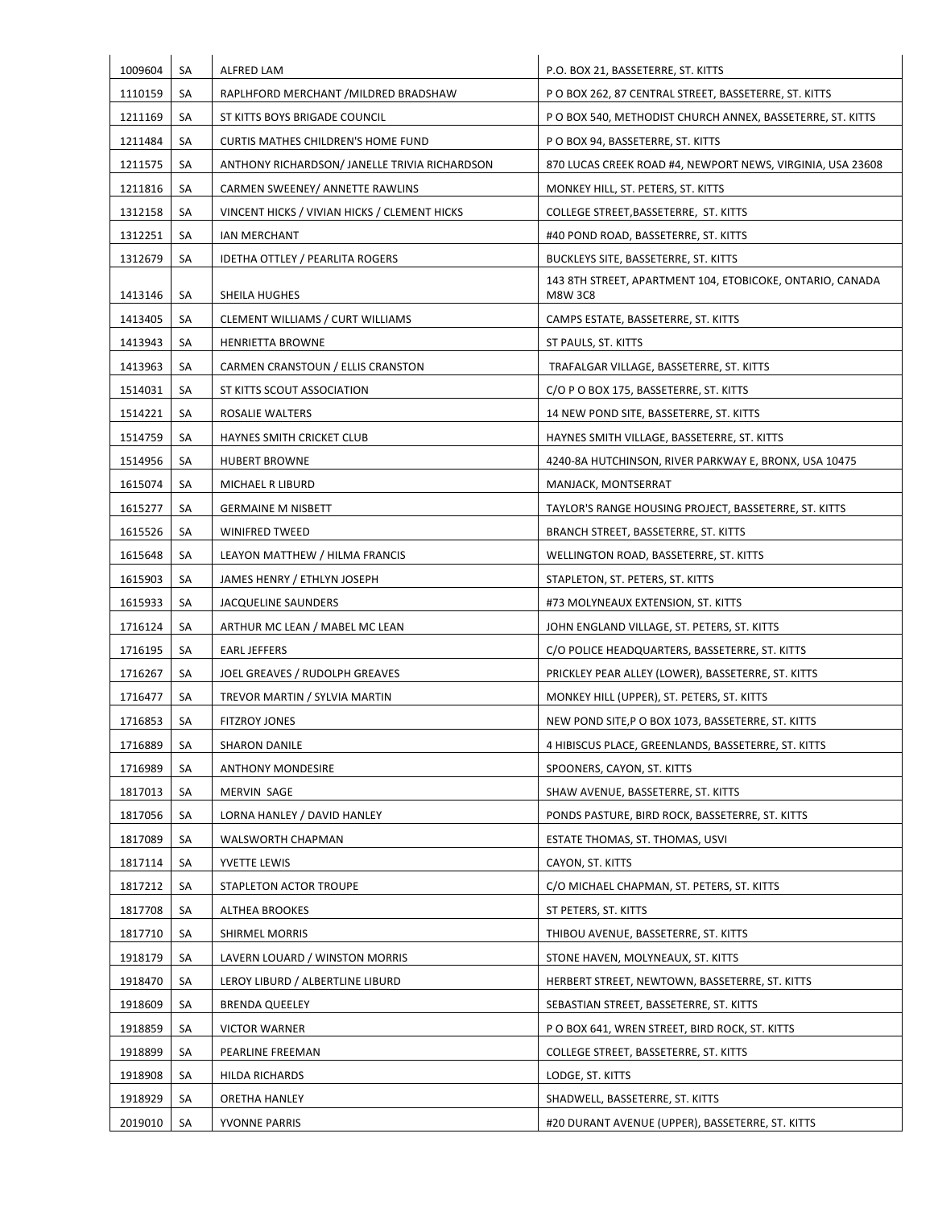| | | | |
|---|---|---|---|
| 1009604 | SA | ALFRED LAM | P.O. BOX 21, BASSETERRE, ST. KITTS |
| 1110159 | SA | RAPLHFORD MERCHANT /MILDRED BRADSHAW | P O BOX 262, 87 CENTRAL STREET, BASSETERRE, ST. KITTS |
| 1211169 | SA | ST KITTS BOYS BRIGADE COUNCIL | P O BOX 540, METHODIST CHURCH ANNEX, BASSETERRE, ST. KITTS |
| 1211484 | SA | CURTIS MATHES CHILDREN'S HOME FUND | P O BOX 94, BASSETERRE, ST. KITTS |
| 1211575 | SA | ANTHONY RICHARDSON/ JANELLE TRIVIA RICHARDSON | 870 LUCAS CREEK ROAD #4, NEWPORT NEWS, VIRGINIA, USA 23608 |
| 1211816 | SA | CARMEN SWEENEY/ ANNETTE RAWLINS | MONKEY HILL, ST. PETERS, ST. KITTS |
| 1312158 | SA | VINCENT HICKS / VIVIAN HICKS / CLEMENT HICKS | COLLEGE STREET,BASSETERRE, ST. KITTS |
| 1312251 | SA | IAN MERCHANT | #40 POND ROAD, BASSETERRE, ST. KITTS |
| 1312679 | SA | IDETHA OTTLEY / PEARLITA ROGERS | BUCKLEYS SITE, BASSETERRE, ST. KITTS |
| 1413146 | SA | SHEILA HUGHES | 143 8TH STREET, APARTMENT 104, ETOBICOKE, ONTARIO, CANADA M8W 3C8 |
| 1413405 | SA | CLEMENT WILLIAMS / CURT WILLIAMS | CAMPS ESTATE, BASSETERRE, ST. KITTS |
| 1413943 | SA | HENRIETTA BROWNE | ST PAULS, ST. KITTS |
| 1413963 | SA | CARMEN CRANSTOUN / ELLIS CRANSTON | TRAFALGAR VILLAGE, BASSETERRE, ST. KITTS |
| 1514031 | SA | ST KITTS SCOUT ASSOCIATION | C/O P O BOX 175, BASSETERRE, ST. KITTS |
| 1514221 | SA | ROSALIE WALTERS | 14 NEW POND SITE, BASSETERRE, ST. KITTS |
| 1514759 | SA | HAYNES SMITH CRICKET CLUB | HAYNES SMITH VILLAGE, BASSETERRE, ST. KITTS |
| 1514956 | SA | HUBERT BROWNE | 4240-8A HUTCHINSON, RIVER PARKWAY E, BRONX, USA 10475 |
| 1615074 | SA | MICHAEL R LIBURD | MANJACK, MONTSERRAT |
| 1615277 | SA | GERMAINE M NISBETT | TAYLOR'S RANGE HOUSING PROJECT, BASSETERRE, ST. KITTS |
| 1615526 | SA | WINIFRED TWEED | BRANCH STREET, BASSETERRE, ST. KITTS |
| 1615648 | SA | LEAYON MATTHEW / HILMA FRANCIS | WELLINGTON ROAD, BASSETERRE, ST. KITTS |
| 1615903 | SA | JAMES HENRY / ETHLYN JOSEPH | STAPLETON, ST. PETERS, ST. KITTS |
| 1615933 | SA | JACQUELINE SAUNDERS | #73 MOLYNEAUX EXTENSION, ST. KITTS |
| 1716124 | SA | ARTHUR MC LEAN / MABEL MC LEAN | JOHN ENGLAND VILLAGE, ST. PETERS, ST. KITTS |
| 1716195 | SA | EARL JEFFERS | C/O POLICE HEADQUARTERS, BASSETERRE, ST. KITTS |
| 1716267 | SA | JOEL GREAVES / RUDOLPH GREAVES | PRICKLEY PEAR ALLEY (LOWER), BASSETERRE, ST. KITTS |
| 1716477 | SA | TREVOR MARTIN / SYLVIA MARTIN | MONKEY HILL (UPPER), ST. PETERS, ST. KITTS |
| 1716853 | SA | FITZROY JONES | NEW POND SITE,P O BOX 1073, BASSETERRE, ST. KITTS |
| 1716889 | SA | SHARON DANILE | 4 HIBISCUS PLACE, GREENLANDS, BASSETERRE, ST. KITTS |
| 1716989 | SA | ANTHONY MONDESIRE | SPOONERS, CAYON, ST. KITTS |
| 1817013 | SA | MERVIN SAGE | SHAW AVENUE, BASSETERRE, ST. KITTS |
| 1817056 | SA | LORNA HANLEY / DAVID HANLEY | PONDS PASTURE, BIRD ROCK, BASSETERRE, ST. KITTS |
| 1817089 | SA | WALSWORTH CHAPMAN | ESTATE THOMAS, ST. THOMAS, USVI |
| 1817114 | SA | YVETTE LEWIS | CAYON, ST. KITTS |
| 1817212 | SA | STAPLETON ACTOR TROUPE | C/O MICHAEL CHAPMAN, ST. PETERS, ST. KITTS |
| 1817708 | SA | ALTHEA BROOKES | ST PETERS, ST. KITTS |
| 1817710 | SA | SHIRMEL MORRIS | THIBOU AVENUE, BASSETERRE, ST. KITTS |
| 1918179 | SA | LAVERN LOUARD / WINSTON MORRIS | STONE HAVEN, MOLYNEAUX, ST. KITTS |
| 1918470 | SA | LEROY LIBURD / ALBERTLINE LIBURD | HERBERT STREET, NEWTOWN, BASSETERRE, ST. KITTS |
| 1918609 | SA | BRENDA QUEELEY | SEBASTIAN STREET, BASSETERRE, ST. KITTS |
| 1918859 | SA | VICTOR WARNER | P O BOX 641, WREN STREET, BIRD ROCK, ST. KITTS |
| 1918899 | SA | PEARLINE FREEMAN | COLLEGE STREET, BASSETERRE, ST. KITTS |
| 1918908 | SA | HILDA RICHARDS | LODGE, ST. KITTS |
| 1918929 | SA | ORETHA HANLEY | SHADWELL, BASSETERRE, ST. KITTS |
| 2019010 | SA | YVONNE PARRIS | #20 DURANT AVENUE (UPPER), BASSETERRE, ST. KITTS |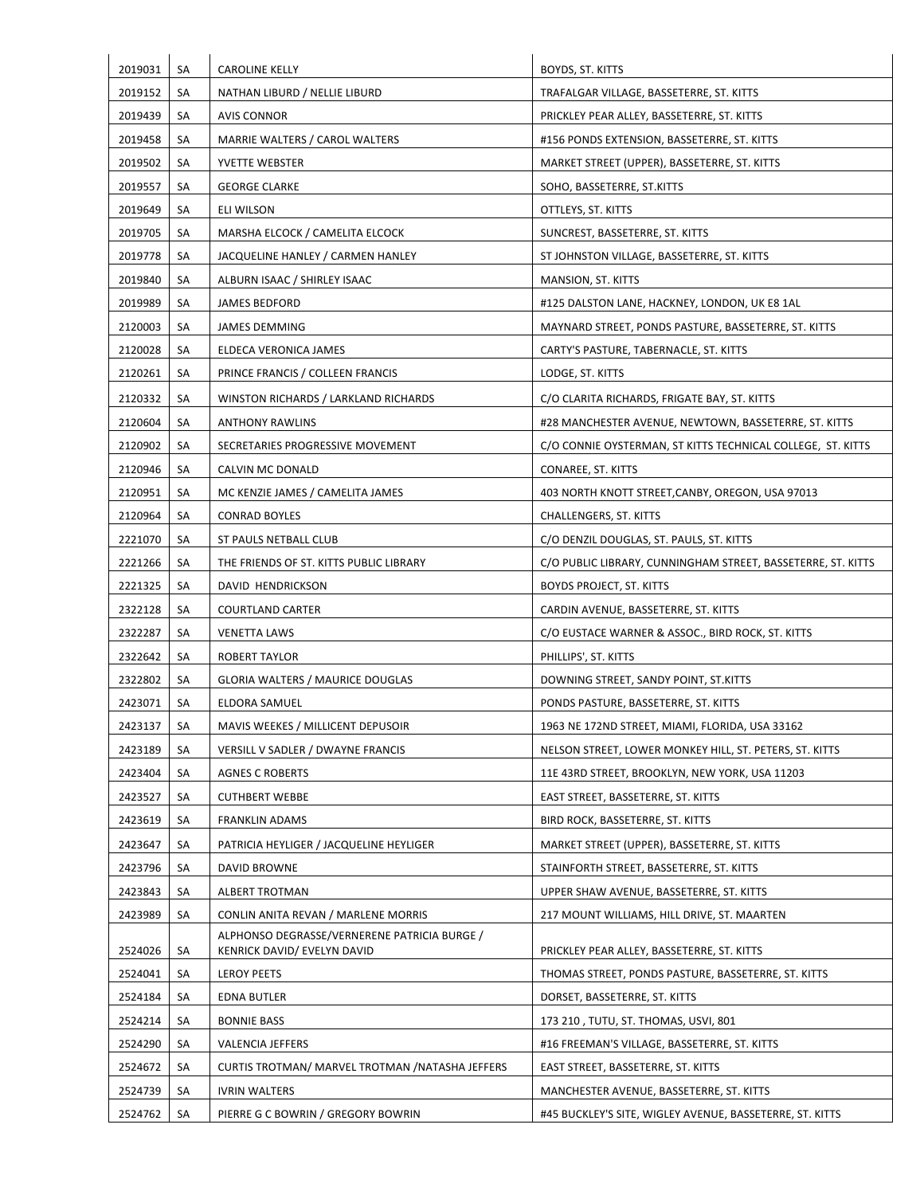| | | | |
|---|---|---|---|
| 2019031 | SA | CAROLINE KELLY | BOYDS, ST. KITTS |
| 2019152 | SA | NATHAN LIBURD / NELLIE LIBURD | TRAFALGAR VILLAGE, BASSETERRE, ST. KITTS |
| 2019439 | SA | AVIS CONNOR | PRICKLEY PEAR ALLEY, BASSETERRE, ST. KITTS |
| 2019458 | SA | MARRIE WALTERS / CAROL WALTERS | #156 PONDS EXTENSION, BASSETERRE, ST. KITTS |
| 2019502 | SA | YVETTE WEBSTER | MARKET STREET (UPPER), BASSETERRE, ST. KITTS |
| 2019557 | SA | GEORGE CLARKE | SOHO, BASSETERRE, ST.KITTS |
| 2019649 | SA | ELI WILSON | OTTLEYS, ST. KITTS |
| 2019705 | SA | MARSHA ELCOCK / CAMELITA ELCOCK | SUNCREST, BASSETERRE, ST. KITTS |
| 2019778 | SA | JACQUELINE HANLEY / CARMEN HANLEY | ST JOHNSTON VILLAGE, BASSETERRE, ST. KITTS |
| 2019840 | SA | ALBURN ISAAC / SHIRLEY ISAAC | MANSION, ST. KITTS |
| 2019989 | SA | JAMES BEDFORD | #125 DALSTON LANE, HACKNEY, LONDON, UK E8 1AL |
| 2120003 | SA | JAMES DEMMING | MAYNARD STREET, PONDS PASTURE, BASSETERRE, ST. KITTS |
| 2120028 | SA | ELDECA VERONICA JAMES | CARTY'S PASTURE, TABERNACLE, ST. KITTS |
| 2120261 | SA | PRINCE FRANCIS / COLLEEN FRANCIS | LODGE, ST. KITTS |
| 2120332 | SA | WINSTON RICHARDS / LARKLAND RICHARDS | C/O CLARITA RICHARDS, FRIGATE BAY, ST. KITTS |
| 2120604 | SA | ANTHONY RAWLINS | #28 MANCHESTER AVENUE, NEWTOWN, BASSETERRE, ST. KITTS |
| 2120902 | SA | SECRETARIES PROGRESSIVE MOVEMENT | C/O CONNIE OYSTERMAN, ST KITTS TECHNICAL COLLEGE, ST. KITTS |
| 2120946 | SA | CALVIN MC DONALD | CONAREE, ST. KITTS |
| 2120951 | SA | MC KENZIE JAMES / CAMELITA JAMES | 403 NORTH KNOTT STREET,CANBY, OREGON, USA 97013 |
| 2120964 | SA | CONRAD BOYLES | CHALLENGERS, ST. KITTS |
| 2221070 | SA | ST PAULS NETBALL CLUB | C/O DENZIL DOUGLAS, ST. PAULS, ST. KITTS |
| 2221266 | SA | THE FRIENDS OF ST. KITTS PUBLIC LIBRARY | C/O PUBLIC LIBRARY, CUNNINGHAM STREET, BASSETERRE, ST. KITTS |
| 2221325 | SA | DAVID HENDRICKSON | BOYDS PROJECT, ST. KITTS |
| 2322128 | SA | COURTLAND CARTER | CARDIN AVENUE, BASSETERRE, ST. KITTS |
| 2322287 | SA | VENETTA LAWS | C/O EUSTACE WARNER & ASSOC., BIRD ROCK, ST. KITTS |
| 2322642 | SA | ROBERT TAYLOR | PHILLIPS', ST. KITTS |
| 2322802 | SA | GLORIA WALTERS / MAURICE DOUGLAS | DOWNING STREET, SANDY POINT, ST.KITTS |
| 2423071 | SA | ELDORA SAMUEL | PONDS PASTURE, BASSETERRE, ST. KITTS |
| 2423137 | SA | MAVIS WEEKES / MILLICENT DEPUSOIR | 1963 NE 172ND STREET, MIAMI, FLORIDA, USA 33162 |
| 2423189 | SA | VERSILL V SADLER / DWAYNE FRANCIS | NELSON STREET, LOWER MONKEY HILL, ST. PETERS, ST. KITTS |
| 2423404 | SA | AGNES C ROBERTS | 11E 43RD STREET, BROOKLYN, NEW YORK, USA 11203 |
| 2423527 | SA | CUTHBERT WEBBE | EAST STREET, BASSETERRE, ST. KITTS |
| 2423619 | SA | FRANKLIN ADAMS | BIRD ROCK, BASSETERRE, ST. KITTS |
| 2423647 | SA | PATRICIA HEYLIGER / JACQUELINE HEYLIGER | MARKET STREET (UPPER), BASSETERRE, ST. KITTS |
| 2423796 | SA | DAVID BROWNE | STAINFORTH STREET, BASSETERRE, ST. KITTS |
| 2423843 | SA | ALBERT TROTMAN | UPPER SHAW AVENUE, BASSETERRE, ST. KITTS |
| 2423989 | SA | CONLIN ANITA REVAN / MARLENE MORRIS | 217 MOUNT WILLIAMS, HILL DRIVE, ST. MAARTEN |
| 2524026 | SA | ALPHONSO DEGRASSE/VERNERENE PATRICIA BURGE / KENRICK DAVID/ EVELYN DAVID | PRICKLEY PEAR ALLEY, BASSETERRE, ST. KITTS |
| 2524041 | SA | LEROY PEETS | THOMAS STREET, PONDS PASTURE, BASSETERRE, ST. KITTS |
| 2524184 | SA | EDNA BUTLER | DORSET, BASSETERRE, ST. KITTS |
| 2524214 | SA | BONNIE BASS | 173 210 , TUTU, ST. THOMAS, USVI, 801 |
| 2524290 | SA | VALENCIA JEFFERS | #16 FREEMAN'S VILLAGE, BASSETERRE, ST. KITTS |
| 2524672 | SA | CURTIS TROTMAN/ MARVEL TROTMAN /NATASHA JEFFERS | EAST STREET, BASSETERRE, ST. KITTS |
| 2524739 | SA | IVRIN WALTERS | MANCHESTER AVENUE, BASSETERRE, ST. KITTS |
| 2524762 | SA | PIERRE G C BOWRIN / GREGORY BOWRIN | #45 BUCKLEY'S SITE, WIGLEY AVENUE, BASSETERRE, ST. KITTS |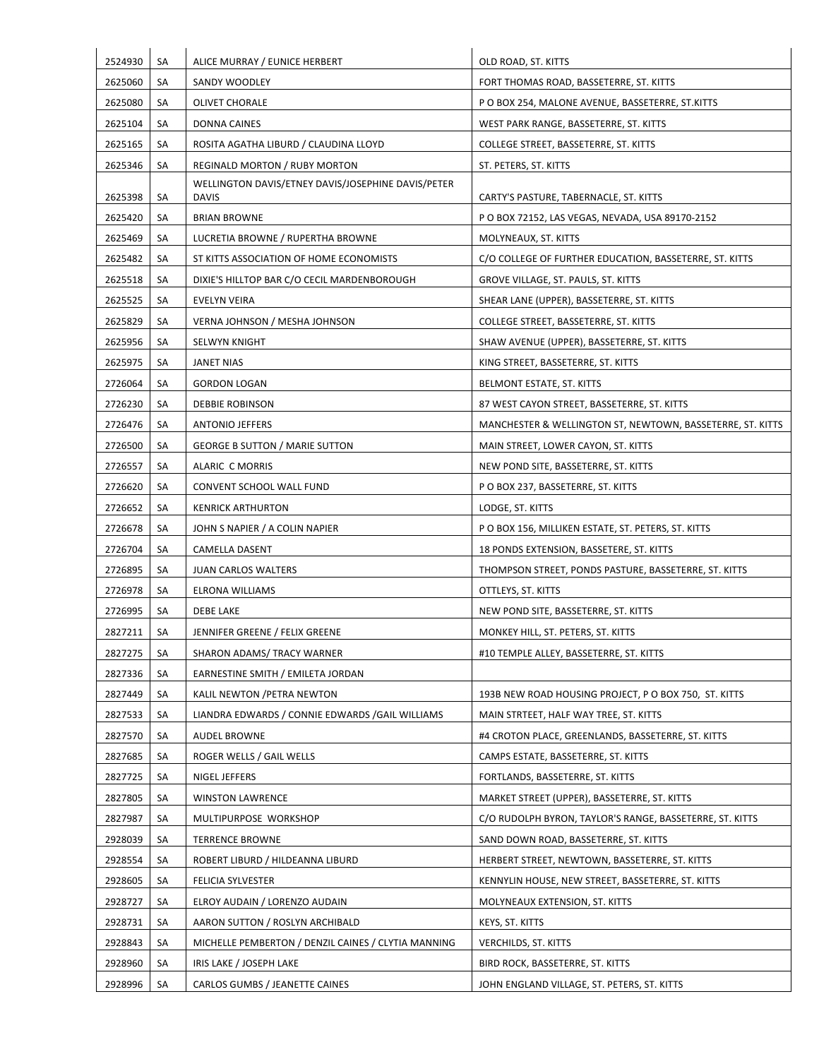| | | | |
|---|---|---|---|
| 2524930 | SA | ALICE MURRAY / EUNICE HERBERT | OLD ROAD, ST. KITTS |
| 2625060 | SA | SANDY WOODLEY | FORT THOMAS ROAD, BASSETERRE, ST. KITTS |
| 2625080 | SA | OLIVET CHORALE | P O BOX 254, MALONE AVENUE, BASSETERRE, ST.KITTS |
| 2625104 | SA | DONNA CAINES | WEST PARK RANGE, BASSETERRE, ST. KITTS |
| 2625165 | SA | ROSITA AGATHA LIBURD / CLAUDINA LLOYD | COLLEGE STREET, BASSETERRE, ST. KITTS |
| 2625346 | SA | REGINALD MORTON / RUBY MORTON | ST. PETERS, ST. KITTS |
| 2625398 | SA | WELLINGTON DAVIS/ETNEY DAVIS/JOSEPHINE DAVIS/PETER DAVIS | CARTY'S PASTURE, TABERNACLE, ST. KITTS |
| 2625420 | SA | BRIAN BROWNE | P O BOX 72152, LAS VEGAS, NEVADA, USA 89170-2152 |
| 2625469 | SA | LUCRETIA BROWNE / RUPERTHA BROWNE | MOLYNEAUX, ST. KITTS |
| 2625482 | SA | ST KITTS ASSOCIATION OF HOME ECONOMISTS | C/O COLLEGE OF FURTHER EDUCATION, BASSETERRE, ST. KITTS |
| 2625518 | SA | DIXIE'S HILLTOP BAR C/O CECIL MARDENBOROUGH | GROVE VILLAGE, ST. PAULS, ST. KITTS |
| 2625525 | SA | EVELYN VEIRA | SHEAR LANE (UPPER), BASSETERRE, ST. KITTS |
| 2625829 | SA | VERNA JOHNSON / MESHA JOHNSON | COLLEGE STREET, BASSETERRE, ST. KITTS |
| 2625956 | SA | SELWYN KNIGHT | SHAW AVENUE (UPPER), BASSETERRE, ST. KITTS |
| 2625975 | SA | JANET NIAS | KING STREET, BASSETERRE, ST. KITTS |
| 2726064 | SA | GORDON LOGAN | BELMONT ESTATE, ST. KITTS |
| 2726230 | SA | DEBBIE ROBINSON | 87 WEST CAYON STREET, BASSETERRE, ST. KITTS |
| 2726476 | SA | ANTONIO JEFFERS | MANCHESTER & WELLINGTON ST, NEWTOWN, BASSETERRE, ST. KITTS |
| 2726500 | SA | GEORGE B SUTTON / MARIE SUTTON | MAIN STREET, LOWER CAYON, ST. KITTS |
| 2726557 | SA | ALARIC C MORRIS | NEW POND SITE, BASSETERRE, ST. KITTS |
| 2726620 | SA | CONVENT SCHOOL WALL FUND | P O BOX 237, BASSETERRE, ST. KITTS |
| 2726652 | SA | KENRICK ARTHURTON | LODGE, ST. KITTS |
| 2726678 | SA | JOHN S NAPIER / A COLIN NAPIER | P O BOX 156, MILLIKEN ESTATE, ST. PETERS, ST. KITTS |
| 2726704 | SA | CAMELLA DASENT | 18 PONDS EXTENSION, BASSETERE, ST. KITTS |
| 2726895 | SA | JUAN CARLOS WALTERS | THOMPSON STREET, PONDS PASTURE, BASSETERRE, ST. KITTS |
| 2726978 | SA | ELRONA WILLIAMS | OTTLEYS, ST. KITTS |
| 2726995 | SA | DEBE LAKE | NEW POND SITE, BASSETERRE, ST. KITTS |
| 2827211 | SA | JENNIFER GREENE / FELIX GREENE | MONKEY HILL, ST. PETERS, ST. KITTS |
| 2827275 | SA | SHARON ADAMS/ TRACY WARNER | #10 TEMPLE ALLEY, BASSETERRE, ST. KITTS |
| 2827336 | SA | EARNESTINE SMITH / EMILETA JORDAN | |
| 2827449 | SA | KALIL NEWTON /PETRA NEWTON | 193B NEW ROAD HOUSING PROJECT, P O BOX 750, ST. KITTS |
| 2827533 | SA | LIANDRA EDWARDS / CONNIE EDWARDS /GAIL WILLIAMS | MAIN STRTEET, HALF WAY TREE, ST. KITTS |
| 2827570 | SA | AUDEL BROWNE | #4 CROTON PLACE, GREENLANDS, BASSETERRE, ST. KITTS |
| 2827685 | SA | ROGER WELLS / GAIL WELLS | CAMPS ESTATE, BASSETERRE, ST. KITTS |
| 2827725 | SA | NIGEL JEFFERS | FORTLANDS, BASSETERRE, ST. KITTS |
| 2827805 | SA | WINSTON LAWRENCE | MARKET STREET (UPPER), BASSETERRE, ST. KITTS |
| 2827987 | SA | MULTIPURPOSE WORKSHOP | C/O RUDOLPH BYRON, TAYLOR'S RANGE, BASSETERRE, ST. KITTS |
| 2928039 | SA | TERRENCE BROWNE | SAND DOWN ROAD, BASSETERRE, ST. KITTS |
| 2928554 | SA | ROBERT LIBURD / HILDEANNA LIBURD | HERBERT STREET, NEWTOWN, BASSETERRE, ST. KITTS |
| 2928605 | SA | FELICIA SYLVESTER | KENNYLIN HOUSE, NEW STREET, BASSETERRE, ST. KITTS |
| 2928727 | SA | ELROY AUDAIN / LORENZO AUDAIN | MOLYNEAUX EXTENSION, ST. KITTS |
| 2928731 | SA | AARON SUTTON / ROSLYN ARCHIBALD | KEYS, ST. KITTS |
| 2928843 | SA | MICHELLE PEMBERTON / DENZIL CAINES / CLYTIA MANNING | VERCHILDS, ST. KITTS |
| 2928960 | SA | IRIS LAKE / JOSEPH LAKE | BIRD ROCK, BASSETERRE, ST. KITTS |
| 2928996 | SA | CARLOS GUMBS / JEANETTE CAINES | JOHN ENGLAND VILLAGE, ST. PETERS, ST. KITTS |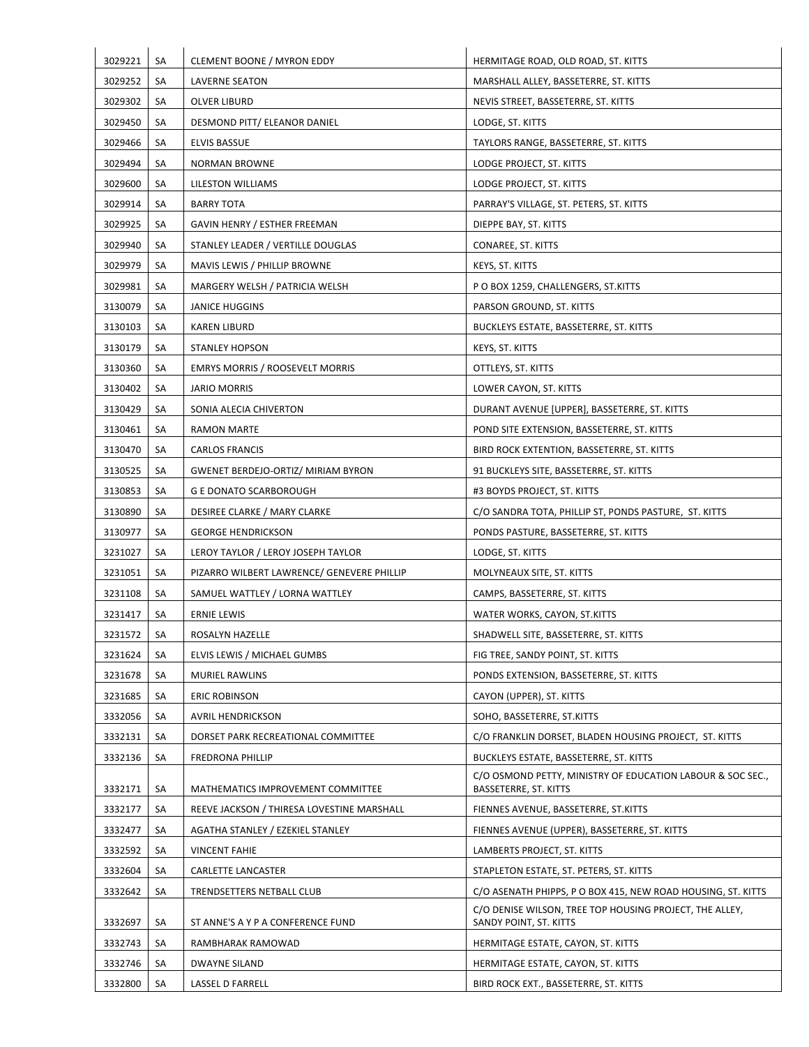| | | | |
|---|---|---|---|
| 3029221 | SA | CLEMENT BOONE / MYRON EDDY | HERMITAGE ROAD, OLD ROAD, ST. KITTS |
| 3029252 | SA | LAVERNE SEATON | MARSHALL ALLEY, BASSETERRE, ST. KITTS |
| 3029302 | SA | OLVER LIBURD | NEVIS STREET, BASSETERRE, ST. KITTS |
| 3029450 | SA | DESMOND PITT/ ELEANOR DANIEL | LODGE, ST. KITTS |
| 3029466 | SA | ELVIS BASSUE | TAYLORS RANGE, BASSETERRE, ST. KITTS |
| 3029494 | SA | NORMAN BROWNE | LODGE PROJECT, ST. KITTS |
| 3029600 | SA | LILESTON WILLIAMS | LODGE PROJECT, ST. KITTS |
| 3029914 | SA | BARRY TOTA | PARRAY'S VILLAGE, ST. PETERS, ST. KITTS |
| 3029925 | SA | GAVIN HENRY / ESTHER FREEMAN | DIEPPE BAY, ST. KITTS |
| 3029940 | SA | STANLEY LEADER / VERTILLE DOUGLAS | CONAREE, ST. KITTS |
| 3029979 | SA | MAVIS LEWIS / PHILLIP BROWNE | KEYS, ST. KITTS |
| 3029981 | SA | MARGERY WELSH / PATRICIA WELSH | P O BOX 1259, CHALLENGERS, ST.KITTS |
| 3130079 | SA | JANICE HUGGINS | PARSON GROUND, ST. KITTS |
| 3130103 | SA | KAREN LIBURD | BUCKLEYS ESTATE, BASSETERRE, ST. KITTS |
| 3130179 | SA | STANLEY HOPSON | KEYS, ST. KITTS |
| 3130360 | SA | EMRYS MORRIS / ROOSEVELT MORRIS | OTTLEYS, ST. KITTS |
| 3130402 | SA | JARIO MORRIS | LOWER CAYON, ST. KITTS |
| 3130429 | SA | SONIA ALECIA CHIVERTON | DURANT AVENUE [UPPER], BASSETERRE, ST. KITTS |
| 3130461 | SA | RAMON MARTE | POND SITE EXTENSION, BASSETERRE, ST. KITTS |
| 3130470 | SA | CARLOS FRANCIS | BIRD ROCK EXTENTION, BASSETERRE, ST. KITTS |
| 3130525 | SA | GWENET BERDEJO-ORTIZ/ MIRIAM BYRON | 91 BUCKLEYS SITE, BASSETERRE, ST. KITTS |
| 3130853 | SA | G E DONATO SCARBOROUGH | #3 BOYDS PROJECT, ST. KITTS |
| 3130890 | SA | DESIREE CLARKE / MARY CLARKE | C/O SANDRA TOTA, PHILLIP ST, PONDS PASTURE, ST. KITTS |
| 3130977 | SA | GEORGE HENDRICKSON | PONDS PASTURE, BASSETERRE, ST. KITTS |
| 3231027 | SA | LEROY TAYLOR / LEROY JOSEPH TAYLOR | LODGE, ST. KITTS |
| 3231051 | SA | PIZARRO WILBERT LAWRENCE/ GENEVERE PHILLIP | MOLYNEAUX SITE, ST. KITTS |
| 3231108 | SA | SAMUEL WATTLEY / LORNA WATTLEY | CAMPS, BASSETERRE, ST. KITTS |
| 3231417 | SA | ERNIE LEWIS | WATER WORKS, CAYON, ST.KITTS |
| 3231572 | SA | ROSALYN HAZELLE | SHADWELL SITE, BASSETERRE, ST. KITTS |
| 3231624 | SA | ELVIS LEWIS / MICHAEL GUMBS | FIG TREE, SANDY POINT, ST. KITTS |
| 3231678 | SA | MURIEL RAWLINS | PONDS EXTENSION, BASSETERRE, ST. KITTS |
| 3231685 | SA | ERIC ROBINSON | CAYON (UPPER), ST. KITTS |
| 3332056 | SA | AVRIL HENDRICKSON | SOHO, BASSETERRE, ST.KITTS |
| 3332131 | SA | DORSET PARK RECREATIONAL COMMITTEE | C/O FRANKLIN DORSET, BLADEN HOUSING PROJECT, ST. KITTS |
| 3332136 | SA | FREDRONA PHILLIP | BUCKLEYS ESTATE, BASSETERRE, ST. KITTS |
| 3332171 | SA | MATHEMATICS IMPROVEMENT COMMITTEE | C/O OSMOND PETTY, MINISTRY OF EDUCATION LABOUR & SOC SEC., BASSETERRE, ST. KITTS |
| 3332177 | SA | REEVE JACKSON / THIRESA LOVESTINE MARSHALL | FIENNES AVENUE, BASSETERRE, ST.KITTS |
| 3332477 | SA | AGATHA STANLEY / EZEKIEL STANLEY | FIENNES AVENUE (UPPER), BASSETERRE, ST. KITTS |
| 3332592 | SA | VINCENT FAHIE | LAMBERTS PROJECT, ST. KITTS |
| 3332604 | SA | CARLETTE LANCASTER | STAPLETON ESTATE, ST. PETERS, ST. KITTS |
| 3332642 | SA | TRENDSETTERS NETBALL CLUB | C/O ASENATH PHIPPS, P O BOX 415, NEW ROAD HOUSING, ST. KITTS |
| 3332697 | SA | ST ANNE'S A Y P A CONFERENCE FUND | C/O DENISE WILSON, TREE TOP HOUSING PROJECT, THE ALLEY, SANDY POINT, ST. KITTS |
| 3332743 | SA | RAMBHARAK RAMOWAD | HERMITAGE ESTATE, CAYON, ST. KITTS |
| 3332746 | SA | DWAYNE SILAND | HERMITAGE ESTATE, CAYON, ST. KITTS |
| 3332800 | SA | LASSEL D FARRELL | BIRD ROCK EXT., BASSETERRE, ST. KITTS |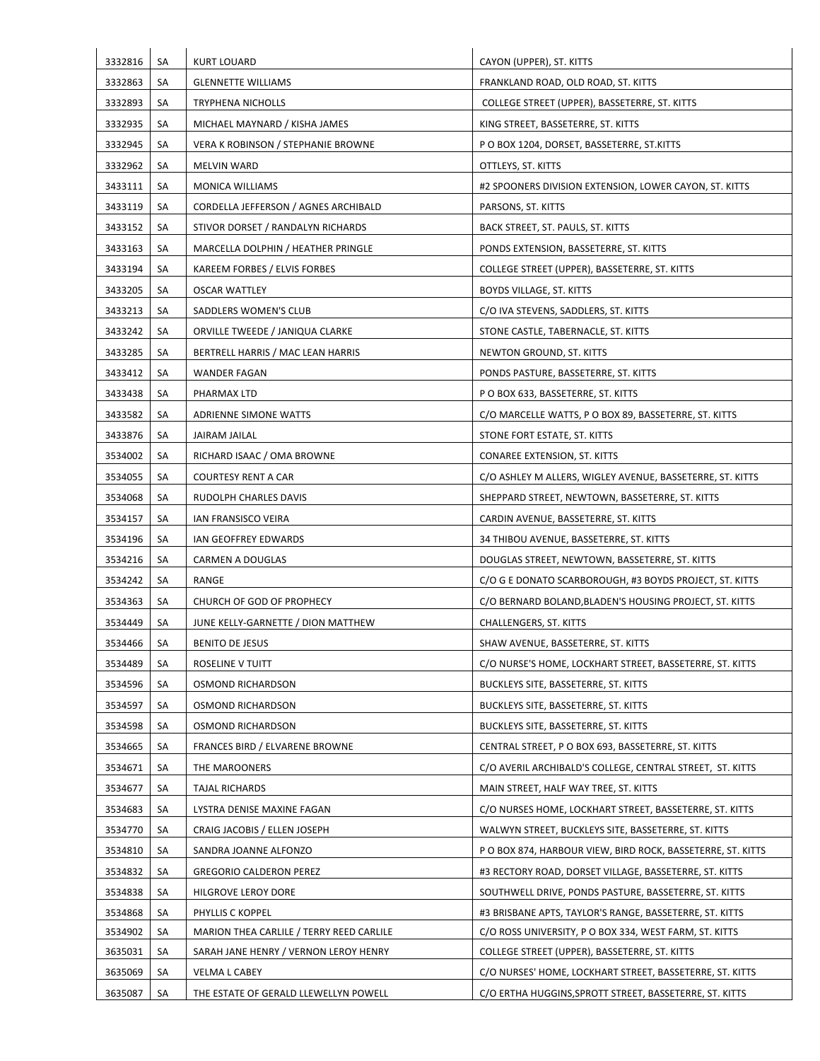| | | | |
|---|---|---|---|
| 3332816 | SA | KURT LOUARD | CAYON (UPPER), ST. KITTS |
| 3332863 | SA | GLENNETTE WILLIAMS | FRANKLAND ROAD, OLD ROAD, ST. KITTS |
| 3332893 | SA | TRYPHENA NICHOLLS | COLLEGE STREET (UPPER), BASSETERRE, ST. KITTS |
| 3332935 | SA | MICHAEL MAYNARD / KISHA JAMES | KING STREET, BASSETERRE, ST. KITTS |
| 3332945 | SA | VERA K ROBINSON / STEPHANIE BROWNE | P O BOX 1204, DORSET, BASSETERRE, ST.KITTS |
| 3332962 | SA | MELVIN WARD | OTTLEYS, ST. KITTS |
| 3433111 | SA | MONICA WILLIAMS | #2 SPOONERS DIVISION EXTENSION, LOWER CAYON, ST. KITTS |
| 3433119 | SA | CORDELLA JEFFERSON / AGNES ARCHIBALD | PARSONS, ST. KITTS |
| 3433152 | SA | STIVOR DORSET / RANDALYN RICHARDS | BACK STREET, ST. PAULS, ST. KITTS |
| 3433163 | SA | MARCELLA DOLPHIN / HEATHER PRINGLE | PONDS EXTENSION, BASSETERRE, ST. KITTS |
| 3433194 | SA | KAREEM FORBES / ELVIS FORBES | COLLEGE STREET (UPPER), BASSETERRE, ST. KITTS |
| 3433205 | SA | OSCAR WATTLEY | BOYDS VILLAGE, ST. KITTS |
| 3433213 | SA | SADDLERS WOMEN'S CLUB | C/O IVA STEVENS, SADDLERS, ST. KITTS |
| 3433242 | SA | ORVILLE TWEEDE / JANIQUA CLARKE | STONE CASTLE, TABERNACLE, ST. KITTS |
| 3433285 | SA | BERTRELL HARRIS / MAC LEAN HARRIS | NEWTON GROUND, ST. KITTS |
| 3433412 | SA | WANDER FAGAN | PONDS PASTURE, BASSETERRE, ST. KITTS |
| 3433438 | SA | PHARMAX LTD | P O BOX 633, BASSETERRE, ST. KITTS |
| 3433582 | SA | ADRIENNE SIMONE WATTS | C/O MARCELLE WATTS, P O BOX 89, BASSETERRE, ST. KITTS |
| 3433876 | SA | JAIRAM JAILAL | STONE FORT ESTATE, ST. KITTS |
| 3534002 | SA | RICHARD ISAAC / OMA BROWNE | CONAREE EXTENSION, ST. KITTS |
| 3534055 | SA | COURTESY RENT A CAR | C/O ASHLEY M ALLERS, WIGLEY AVENUE, BASSETERRE, ST. KITTS |
| 3534068 | SA | RUDOLPH CHARLES DAVIS | SHEPPARD STREET, NEWTOWN, BASSETERRE, ST. KITTS |
| 3534157 | SA | IAN FRANSISCO VEIRA | CARDIN AVENUE, BASSETERRE, ST. KITTS |
| 3534196 | SA | IAN GEOFFREY EDWARDS | 34 THIBOU AVENUE, BASSETERRE, ST. KITTS |
| 3534216 | SA | CARMEN A DOUGLAS | DOUGLAS STREET, NEWTOWN, BASSETERRE, ST. KITTS |
| 3534242 | SA | RANGE | C/O G E DONATO SCARBOROUGH, #3 BOYDS PROJECT, ST. KITTS |
| 3534363 | SA | CHURCH OF GOD OF PROPHECY | C/O BERNARD BOLAND,BLADEN'S HOUSING PROJECT, ST. KITTS |
| 3534449 | SA | JUNE KELLY-GARNETTE / DION MATTHEW | CHALLENGERS, ST. KITTS |
| 3534466 | SA | BENITO DE JESUS | SHAW AVENUE, BASSETERRE, ST. KITTS |
| 3534489 | SA | ROSELINE V TUITT | C/O NURSE'S HOME, LOCKHART STREET, BASSETERRE, ST. KITTS |
| 3534596 | SA | OSMOND RICHARDSON | BUCKLEYS SITE, BASSETERRE, ST. KITTS |
| 3534597 | SA | OSMOND RICHARDSON | BUCKLEYS SITE, BASSETERRE, ST. KITTS |
| 3534598 | SA | OSMOND RICHARDSON | BUCKLEYS SITE, BASSETERRE, ST. KITTS |
| 3534665 | SA | FRANCES BIRD / ELVARENE BROWNE | CENTRAL STREET, P O BOX 693, BASSETERRE, ST. KITTS |
| 3534671 | SA | THE MAROONERS | C/O AVERIL ARCHIBALD'S COLLEGE, CENTRAL STREET, ST. KITTS |
| 3534677 | SA | TAJAL RICHARDS | MAIN STREET, HALF WAY TREE, ST. KITTS |
| 3534683 | SA | LYSTRA DENISE MAXINE FAGAN | C/O NURSES HOME, LOCKHART STREET, BASSETERRE, ST. KITTS |
| 3534770 | SA | CRAIG JACOBIS / ELLEN JOSEPH | WALWYN STREET, BUCKLEYS SITE, BASSETERRE, ST. KITTS |
| 3534810 | SA | SANDRA JOANNE ALFONZO | P O BOX 874, HARBOUR VIEW, BIRD ROCK, BASSETERRE, ST. KITTS |
| 3534832 | SA | GREGORIO CALDERON PEREZ | #3 RECTORY ROAD, DORSET VILLAGE, BASSETERRE, ST. KITTS |
| 3534838 | SA | HILGROVE LEROY DORE | SOUTHWELL DRIVE, PONDS PASTURE, BASSETERRE, ST. KITTS |
| 3534868 | SA | PHYLLIS C KOPPEL | #3 BRISBANE APTS, TAYLOR'S RANGE, BASSETERRE, ST. KITTS |
| 3534902 | SA | MARION THEA CARLILE / TERRY REED CARLILE | C/O ROSS UNIVERSITY, P O BOX 334, WEST FARM, ST. KITTS |
| 3635031 | SA | SARAH JANE HENRY / VERNON LEROY HENRY | COLLEGE STREET (UPPER), BASSETERRE, ST. KITTS |
| 3635069 | SA | VELMA L CABEY | C/O NURSES' HOME, LOCKHART STREET, BASSETERRE, ST. KITTS |
| 3635087 | SA | THE ESTATE OF GERALD LLEWELLYN POWELL | C/O ERTHA HUGGINS,SPROTT STREET, BASSETERRE, ST. KITTS |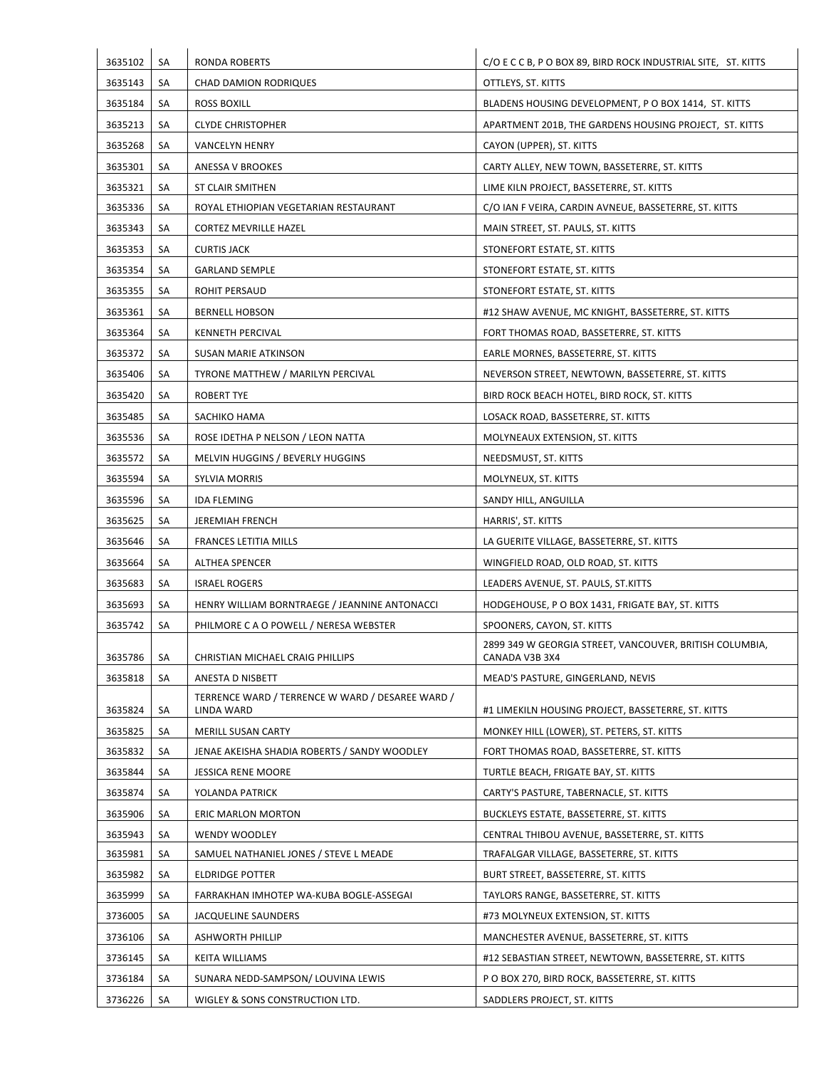| | | | |
|---|---|---|---|
| 3635102 | SA | RONDA ROBERTS | C/O E C C B, P O BOX 89, BIRD ROCK INDUSTRIAL SITE, ST. KITTS |
| 3635143 | SA | CHAD DAMION RODRIQUES | OTTLEYS, ST. KITTS |
| 3635184 | SA | ROSS BOXILL | BLADENS HOUSING DEVELOPMENT, P O BOX 1414, ST. KITTS |
| 3635213 | SA | CLYDE CHRISTOPHER | APARTMENT 201B, THE GARDENS HOUSING PROJECT, ST. KITTS |
| 3635268 | SA | VANCELYN HENRY | CAYON (UPPER), ST. KITTS |
| 3635301 | SA | ANESSA V BROOKES | CARTY ALLEY, NEW TOWN, BASSETERRE, ST. KITTS |
| 3635321 | SA | ST CLAIR SMITHEN | LIME KILN PROJECT, BASSETERRE, ST. KITTS |
| 3635336 | SA | ROYAL ETHIOPIAN VEGETARIAN RESTAURANT | C/O IAN F VEIRA, CARDIN AVNEUE, BASSETERRE, ST. KITTS |
| 3635343 | SA | CORTEZ MEVRILLE HAZEL | MAIN STREET, ST. PAULS, ST. KITTS |
| 3635353 | SA | CURTIS JACK | STONEFORT ESTATE, ST. KITTS |
| 3635354 | SA | GARLAND SEMPLE | STONEFORT ESTATE, ST. KITTS |
| 3635355 | SA | ROHIT PERSAUD | STONEFORT ESTATE, ST. KITTS |
| 3635361 | SA | BERNELL HOBSON | #12 SHAW AVENUE, MC KNIGHT, BASSETERRE, ST. KITTS |
| 3635364 | SA | KENNETH PERCIVAL | FORT THOMAS ROAD, BASSETERRE, ST. KITTS |
| 3635372 | SA | SUSAN MARIE ATKINSON | EARLE MORNES, BASSETERRE, ST. KITTS |
| 3635406 | SA | TYRONE MATTHEW / MARILYN PERCIVAL | NEVERSON STREET, NEWTOWN, BASSETERRE, ST. KITTS |
| 3635420 | SA | ROBERT TYE | BIRD ROCK BEACH HOTEL, BIRD ROCK, ST. KITTS |
| 3635485 | SA | SACHIKO HAMA | LOSACK ROAD, BASSETERRE, ST. KITTS |
| 3635536 | SA | ROSE IDETHA P NELSON / LEON NATTA | MOLYNEAUX EXTENSION, ST. KITTS |
| 3635572 | SA | MELVIN HUGGINS / BEVERLY HUGGINS | NEEDSMUST, ST. KITTS |
| 3635594 | SA | SYLVIA MORRIS | MOLYNEUX, ST. KITTS |
| 3635596 | SA | IDA FLEMING | SANDY HILL, ANGUILLA |
| 3635625 | SA | JEREMIAH FRENCH | HARRIS', ST. KITTS |
| 3635646 | SA | FRANCES LETITIA MILLS | LA GUERITE VILLAGE, BASSETERRE, ST. KITTS |
| 3635664 | SA | ALTHEA SPENCER | WINGFIELD ROAD, OLD ROAD, ST. KITTS |
| 3635683 | SA | ISRAEL ROGERS | LEADERS AVENUE, ST. PAULS, ST.KITTS |
| 3635693 | SA | HENRY WILLIAM BORNTRAEGE / JEANNINE ANTONACCI | HODGEHOUSE, P O BOX 1431, FRIGATE BAY, ST. KITTS |
| 3635742 | SA | PHILMORE C A O POWELL / NERESA WEBSTER | SPOONERS, CAYON, ST. KITTS |
| 3635786 | SA | CHRISTIAN MICHAEL CRAIG PHILLIPS | 2899 349 W GEORGIA STREET, VANCOUVER, BRITISH COLUMBIA, CANADA V3B 3X4 |
| 3635818 | SA | ANESTA D NISBETT | MEAD'S PASTURE, GINGERLAND, NEVIS |
| 3635824 | SA | TERRENCE WARD / TERRENCE W WARD / DESAREE WARD / LINDA WARD | #1 LIMEKILN HOUSING PROJECT, BASSETERRE, ST. KITTS |
| 3635825 | SA | MERILL SUSAN CARTY | MONKEY HILL (LOWER), ST. PETERS, ST. KITTS |
| 3635832 | SA | JENAE AKEISHA SHADIA ROBERTS / SANDY WOODLEY | FORT THOMAS ROAD, BASSETERRE, ST. KITTS |
| 3635844 | SA | JESSICA RENE MOORE | TURTLE BEACH, FRIGATE BAY, ST. KITTS |
| 3635874 | SA | YOLANDA PATRICK | CARTY'S PASTURE, TABERNACLE, ST. KITTS |
| 3635906 | SA | ERIC MARLON MORTON | BUCKLEYS ESTATE, BASSETERRE, ST. KITTS |
| 3635943 | SA | WENDY WOODLEY | CENTRAL THIBOU AVENUE, BASSETERRE, ST. KITTS |
| 3635981 | SA | SAMUEL NATHANIEL JONES / STEVE L MEADE | TRAFALGAR VILLAGE, BASSETERRE, ST. KITTS |
| 3635982 | SA | ELDRIDGE POTTER | BURT STREET, BASSETERRE, ST. KITTS |
| 3635999 | SA | FARRAKHAN IMHOTEP WA-KUBA BOGLE-ASSEGAI | TAYLORS RANGE, BASSETERRE, ST. KITTS |
| 3736005 | SA | JACQUELINE SAUNDERS | #73 MOLYNEUX EXTENSION, ST. KITTS |
| 3736106 | SA | ASHWORTH PHILLIP | MANCHESTER AVENUE, BASSETERRE, ST. KITTS |
| 3736145 | SA | KEITA WILLIAMS | #12 SEBASTIAN STREET, NEWTOWN, BASSETERRE, ST. KITTS |
| 3736184 | SA | SUNARA NEDD-SAMPSON/ LOUVINA LEWIS | P O BOX 270, BIRD ROCK, BASSETERRE, ST. KITTS |
| 3736226 | SA | WIGLEY & SONS CONSTRUCTION LTD. | SADDLERS PROJECT, ST. KITTS |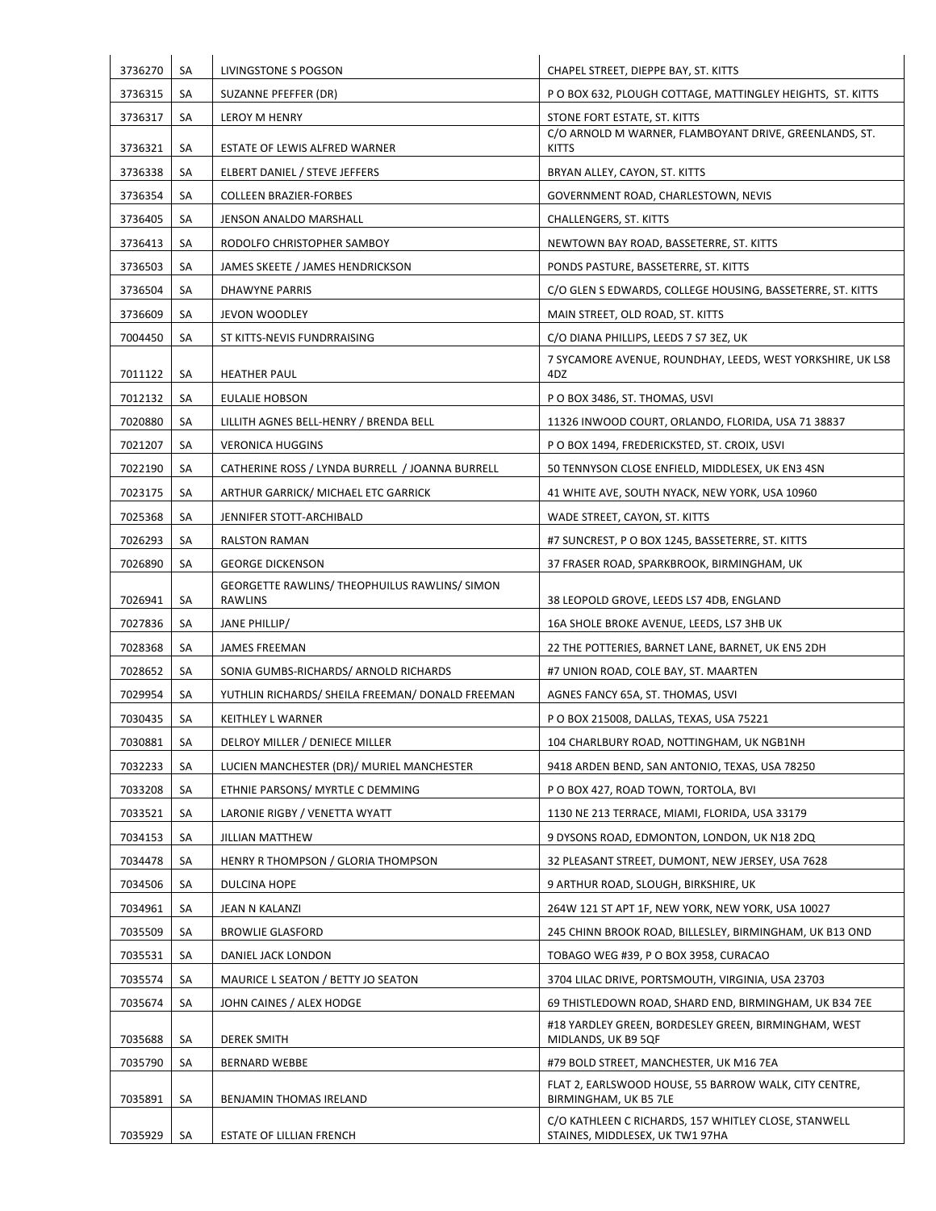| | | | |
|---|---|---|---|
| 3736270 | SA | LIVINGSTONE S POGSON | CHAPEL STREET, DIEPPE BAY, ST. KITTS |
| 3736315 | SA | SUZANNE PFEFFER (DR) | P O BOX 632, PLOUGH COTTAGE, MATTINGLEY HEIGHTS, ST. KITTS |
| 3736317 | SA | LEROY M HENRY | STONE FORT ESTATE, ST. KITTS |
| 3736321 | SA | ESTATE OF LEWIS ALFRED WARNER | C/O ARNOLD M WARNER, FLAMBOYANT DRIVE, GREENLANDS, ST. KITTS |
| 3736338 | SA | ELBERT DANIEL / STEVE JEFFERS | BRYAN ALLEY, CAYON, ST. KITTS |
| 3736354 | SA | COLLEEN BRAZIER-FORBES | GOVERNMENT ROAD, CHARLESTOWN, NEVIS |
| 3736405 | SA | JENSON ANALDO MARSHALL | CHALLENGERS, ST. KITTS |
| 3736413 | SA | RODOLFO CHRISTOPHER SAMBOY | NEWTOWN BAY ROAD, BASSETERRE, ST. KITTS |
| 3736503 | SA | JAMES SKEETE / JAMES HENDRICKSON | PONDS PASTURE, BASSETERRE, ST. KITTS |
| 3736504 | SA | DHAWYNE PARRIS | C/O GLEN S EDWARDS, COLLEGE HOUSING, BASSETERRE, ST. KITTS |
| 3736609 | SA | JEVON WOODLEY | MAIN STREET, OLD ROAD, ST. KITTS |
| 7004450 | SA | ST KITTS-NEVIS FUNDRRAISING | C/O DIANA PHILLIPS, LEEDS 7 S7 3EZ, UK |
| 7011122 | SA | HEATHER PAUL | 7 SYCAMORE AVENUE, ROUNDHAY, LEEDS, WEST YORKSHIRE, UK LS8 4DZ |
| 7012132 | SA | EULALIE HOBSON | P O BOX 3486, ST. THOMAS, USVI |
| 7020880 | SA | LILLITH AGNES BELL-HENRY / BRENDA BELL | 11326 INWOOD COURT, ORLANDO, FLORIDA, USA 71 38837 |
| 7021207 | SA | VERONICA HUGGINS | P O BOX 1494, FREDERICKSTED, ST. CROIX, USVI |
| 7022190 | SA | CATHERINE ROSS / LYNDA BURRELL / JOANNA BURRELL | 50 TENNYSON CLOSE ENFIELD, MIDDLESEX, UK EN3 4SN |
| 7023175 | SA | ARTHUR GARRICK/ MICHAEL ETC GARRICK | 41 WHITE AVE, SOUTH NYACK, NEW YORK, USA 10960 |
| 7025368 | SA | JENNIFER STOTT-ARCHIBALD | WADE STREET, CAYON, ST. KITTS |
| 7026293 | SA | RALSTON RAMAN | #7 SUNCREST, P O BOX 1245, BASSETERRE, ST. KITTS |
| 7026890 | SA | GEORGE DICKENSON | 37 FRASER ROAD, SPARKBROOK, BIRMINGHAM, UK |
| 7026941 | SA | GEORGETTE RAWLINS/ THEOPHUILUS RAWLINS/ SIMON RAWLINS | 38 LEOPOLD GROVE, LEEDS LS7 4DB, ENGLAND |
| 7027836 | SA | JANE PHILLIP/ | 16A SHOLE BROKE AVENUE, LEEDS, LS7 3HB UK |
| 7028368 | SA | JAMES FREEMAN | 22 THE POTTERIES, BARNET LANE, BARNET, UK EN5 2DH |
| 7028652 | SA | SONIA GUMBS-RICHARDS/ ARNOLD RICHARDS | #7 UNION ROAD, COLE BAY, ST. MAARTEN |
| 7029954 | SA | YUTHLIN RICHARDS/ SHEILA FREEMAN/ DONALD FREEMAN | AGNES FANCY 65A, ST. THOMAS, USVI |
| 7030435 | SA | KEITHLEY L WARNER | P O BOX 215008, DALLAS, TEXAS, USA 75221 |
| 7030881 | SA | DELROY MILLER / DENIECE MILLER | 104 CHARLBURY ROAD, NOTTINGHAM, UK NGB1NH |
| 7032233 | SA | LUCIEN MANCHESTER (DR)/ MURIEL MANCHESTER | 9418 ARDEN BEND, SAN ANTONIO, TEXAS, USA 78250 |
| 7033208 | SA | ETHNIE PARSONS/ MYRTLE C DEMMING | P O BOX 427, ROAD TOWN, TORTOLA, BVI |
| 7033521 | SA | LARONIE RIGBY / VENETTA WYATT | 1130 NE 213 TERRACE, MIAMI, FLORIDA, USA 33179 |
| 7034153 | SA | JILLIAN MATTHEW | 9 DYSONS ROAD, EDMONTON, LONDON, UK N18 2DQ |
| 7034478 | SA | HENRY R THOMPSON / GLORIA THOMPSON | 32 PLEASANT STREET, DUMONT, NEW JERSEY, USA 7628 |
| 7034506 | SA | DULCINA HOPE | 9 ARTHUR ROAD, SLOUGH, BIRKSHIRE, UK |
| 7034961 | SA | JEAN N KALANZI | 264W 121 ST APT 1F, NEW YORK, NEW YORK, USA 10027 |
| 7035509 | SA | BROWLIE GLASFORD | 245 CHINN BROOK ROAD, BILLESLEY, BIRMINGHAM, UK B13 OND |
| 7035531 | SA | DANIEL JACK LONDON | TOBAGO WEG #39, P O BOX 3958, CURACAO |
| 7035574 | SA | MAURICE L SEATON / BETTY JO SEATON | 3704 LILAC DRIVE, PORTSMOUTH, VIRGINIA, USA 23703 |
| 7035674 | SA | JOHN CAINES / ALEX HODGE | 69 THISTLEDOWN ROAD, SHARD END, BIRMINGHAM, UK B34 7EE |
| 7035688 | SA | DEREK SMITH | #18 YARDLEY GREEN, BORDESLEY GREEN, BIRMINGHAM, WEST MIDLANDS, UK B9 5QF |
| 7035790 | SA | BERNARD WEBBE | #79 BOLD STREET, MANCHESTER, UK M16 7EA |
| 7035891 | SA | BENJAMIN THOMAS IRELAND | FLAT 2, EARLSWOOD HOUSE, 55 BARROW WALK, CITY CENTRE, BIRMINGHAM, UK B5 7LE |
| 7035929 | SA | ESTATE OF LILLIAN FRENCH | C/O KATHLEEN C RICHARDS, 157 WHITLEY CLOSE, STANWELL STAINES, MIDDLESEX, UK TW1 97HA |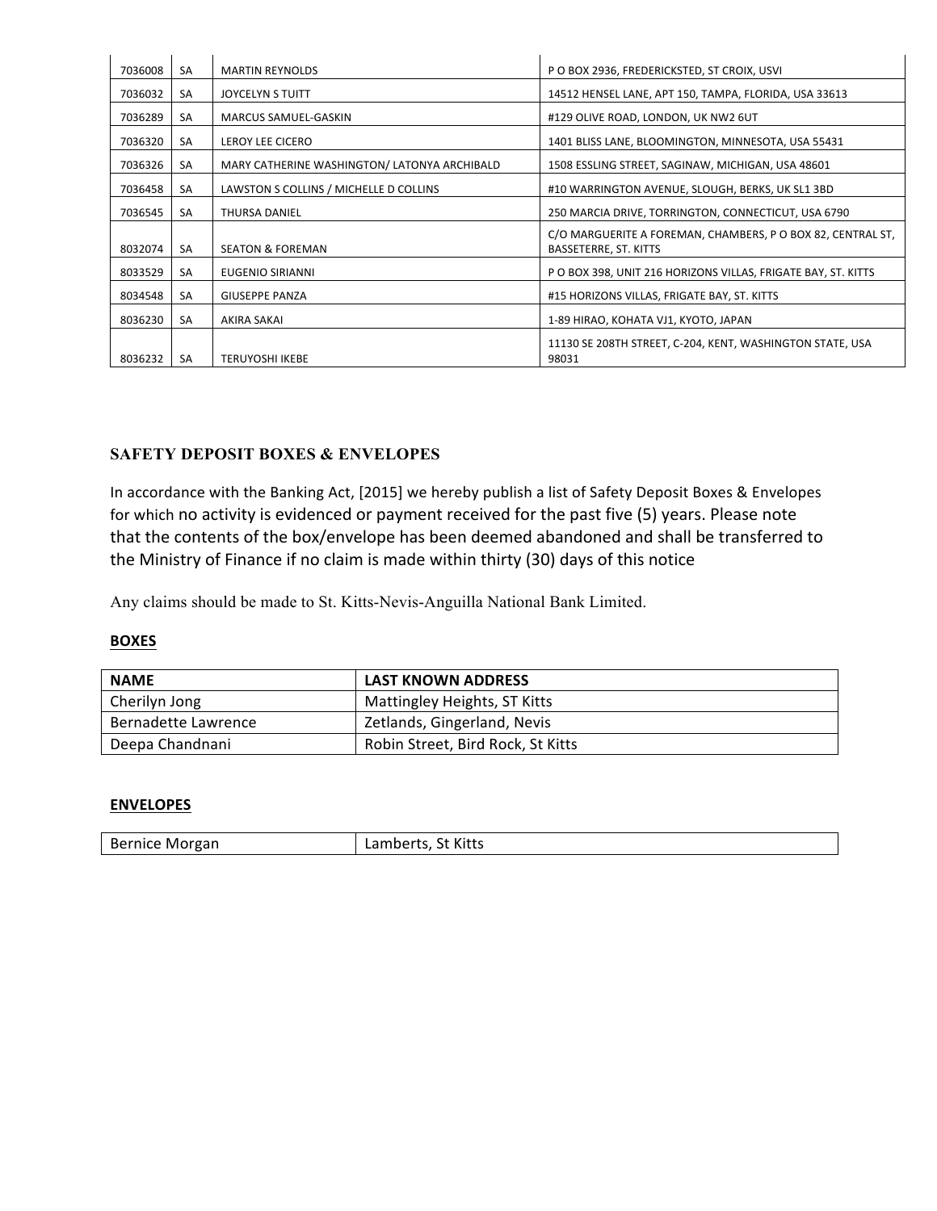| | | | |
|---|---|---|---|
| 7036008 | SA | MARTIN REYNOLDS | P O BOX 2936, FREDERICKSTED, ST CROIX, USVI |
| 7036032 | SA | JOYCELYN S TUITT | 14512 HENSEL LANE, APT 150, TAMPA, FLORIDA, USA 33613 |
| 7036289 | SA | MARCUS SAMUEL-GASKIN | #129 OLIVE ROAD, LONDON, UK NW2 6UT |
| 7036320 | SA | LEROY LEE CICERO | 1401 BLISS LANE, BLOOMINGTON, MINNESOTA, USA 55431 |
| 7036326 | SA | MARY CATHERINE WASHINGTON/ LATONYA ARCHIBALD | 1508 ESSLING STREET, SAGINAW, MICHIGAN, USA 48601 |
| 7036458 | SA | LAWSTON S COLLINS / MICHELLE D COLLINS | #10 WARRINGTON AVENUE, SLOUGH, BERKS, UK SL1 3BD |
| 7036545 | SA | THURSA DANIEL | 250 MARCIA DRIVE, TORRINGTON, CONNECTICUT, USA 6790 |
| 8032074 | SA | SEATON & FOREMAN | C/O MARGUERITE A FOREMAN, CHAMBERS, P O BOX 82, CENTRAL ST, BASSETERRE, ST. KITTS |
| 8033529 | SA | EUGENIO SIRIANNI | P O BOX 398, UNIT 216 HORIZONS VILLAS, FRIGATE BAY, ST. KITTS |
| 8034548 | SA | GIUSEPPE PANZA | #15 HORIZONS VILLAS, FRIGATE BAY, ST. KITTS |
| 8036230 | SA | AKIRA SAKAI | 1-89 HIRAO, KOHATA VJ1, KYOTO, JAPAN |
| 8036232 | SA | TERUYOSHI IKEBE | 11130 SE 208TH STREET, C-204, KENT, WASHINGTON STATE, USA 98031 |

## SAFETY DEPOSIT BOXES & ENVELOPES

In accordance with the Banking Act, [2015] we hereby publish a list of Safety Deposit Boxes & Envelopes for which no activity is evidenced or payment received for the past five (5) years. Please note that the contents of the box/envelope has been deemed abandoned and shall be transferred to the Ministry of Finance if no claim is made within thirty (30) days of this notice

Any claims should be made to St. Kitts-Nevis-Anguilla National Bank Limited.

**BOXES**

| NAME | LAST KNOWN ADDRESS |
|---|---|
| Cherilyn Jong | Mattingley Heights, ST Kitts |
| Bernadette Lawrence | Zetlands, Gingerland, Nevis |
| Deepa Chandnani | Robin Street, Bird Rock, St Kitts |

**ENVELOPES**

| | |
|---|---|
| Bernice Morgan | Lamberts, St Kitts |